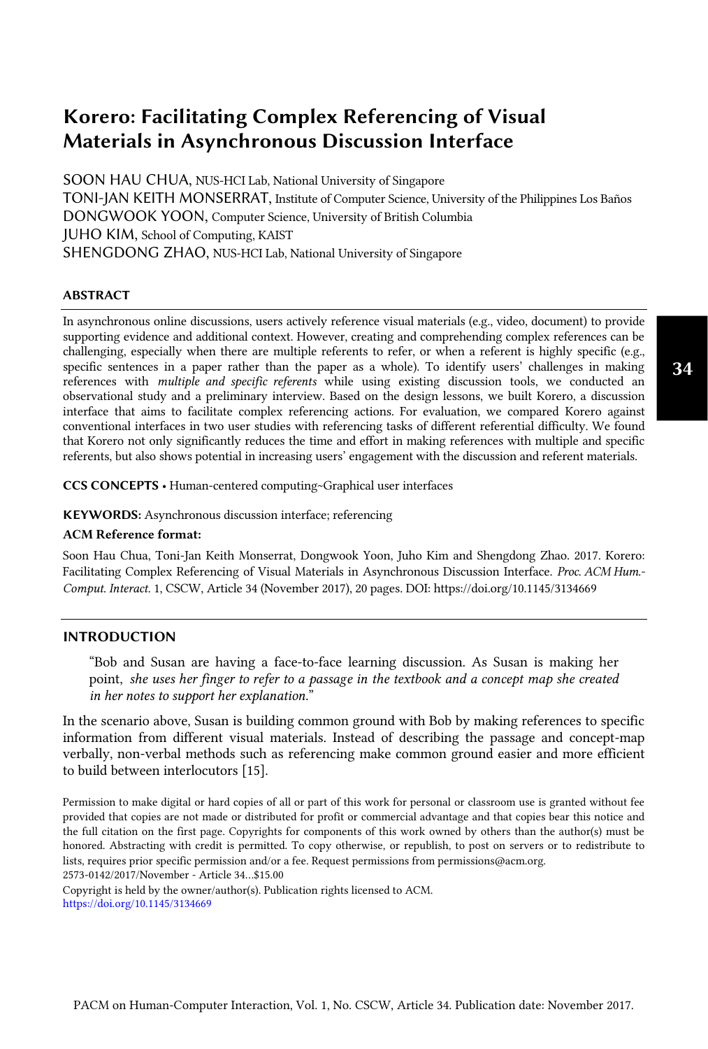# Korero: Facilitating Complex Referencing of Visual Materials in Asynchronous Discussion Interface

SOON HAU CHUA, NUS-HCI Lab, National University of Singapore

TONI-JAN KEITH MONSERRAT, Institute of Computer Science, University of the Philippines Los Baños

DONGWOOK YOON, Computer Science, University of British Columbia

JUHO KIM, School of Computing, KAIST

SHENGDONG ZHAO, NUS-HCI Lab, National University of Singapore

## ABSTRACT

In asynchronous online discussions, users actively reference visual materials (e.g., video, document) to provide supporting evidence and additional context. However, creating and comprehending complex references can be challenging, especially when there are multiple referents to refer, or when a referent is highly specific (e.g., specific sentences in a paper rather than the paper as a whole). To identify users' challenges in making references with *multiple and specific referents* while using existing discussion tools, we conducted an observational study and a preliminary interview. Based on the design lessons, we built Korero, a discussion interface that aims to facilitate complex referencing actions. For evaluation, we compared Korero against conventional interfaces in two user studies with referencing tasks of different referential difficulty. We found that Korero not only significantly reduces the time and effort in making references with multiple and specific referents, but also shows potential in increasing users' engagement with the discussion and referent materials.

**CCS CONCEPTS** • Human-centered computing~Graphical user interfaces

**KEYWORDS:** Asynchronous discussion interface; referencing

**ACM Reference format:**

Soon Hau Chua, Toni-Jan Keith Monserrat, Dongwook Yoon, Juho Kim and Shengdong Zhao. 2017. Korero: Facilitating Complex Referencing of Visual Materials in Asynchronous Discussion Interface. *Proc. ACM Hum.-Comput. Interact.* 1, CSCW, Article 34 (November 2017), 20 pages. DOI: https://doi.org/10.1145/3134669

## INTRODUCTION

> "Bob and Susan are having a face-to-face learning discussion. As Susan is making her point, *she uses her finger to refer to a passage in the textbook and a concept map she created in her notes to support her explanation.*"

In the scenario above, Susan is building common ground with Bob by making references to specific information from different visual materials. Instead of describing the passage and concept-map verbally, non-verbal methods such as referencing make common ground easier and more efficient to build between interlocutors [15].

Permission to make digital or hard copies of all or part of this work for personal or classroom use is granted without fee provided that copies are not made or distributed for profit or commercial advantage and that copies bear this notice and the full citation on the first page. Copyrights for components of this work owned by others than the author(s) must be honored. Abstracting with credit is permitted. To copy otherwise, or republish, to post on servers or to redistribute to lists, requires prior specific permission and/or a fee. Request permissions from permissions@acm.org.
2573-0142/2017/November - Article 34…$15.00

Copyright is held by the owner/author(s). Publication rights licensed to ACM.
https://doi.org/10.1145/3134669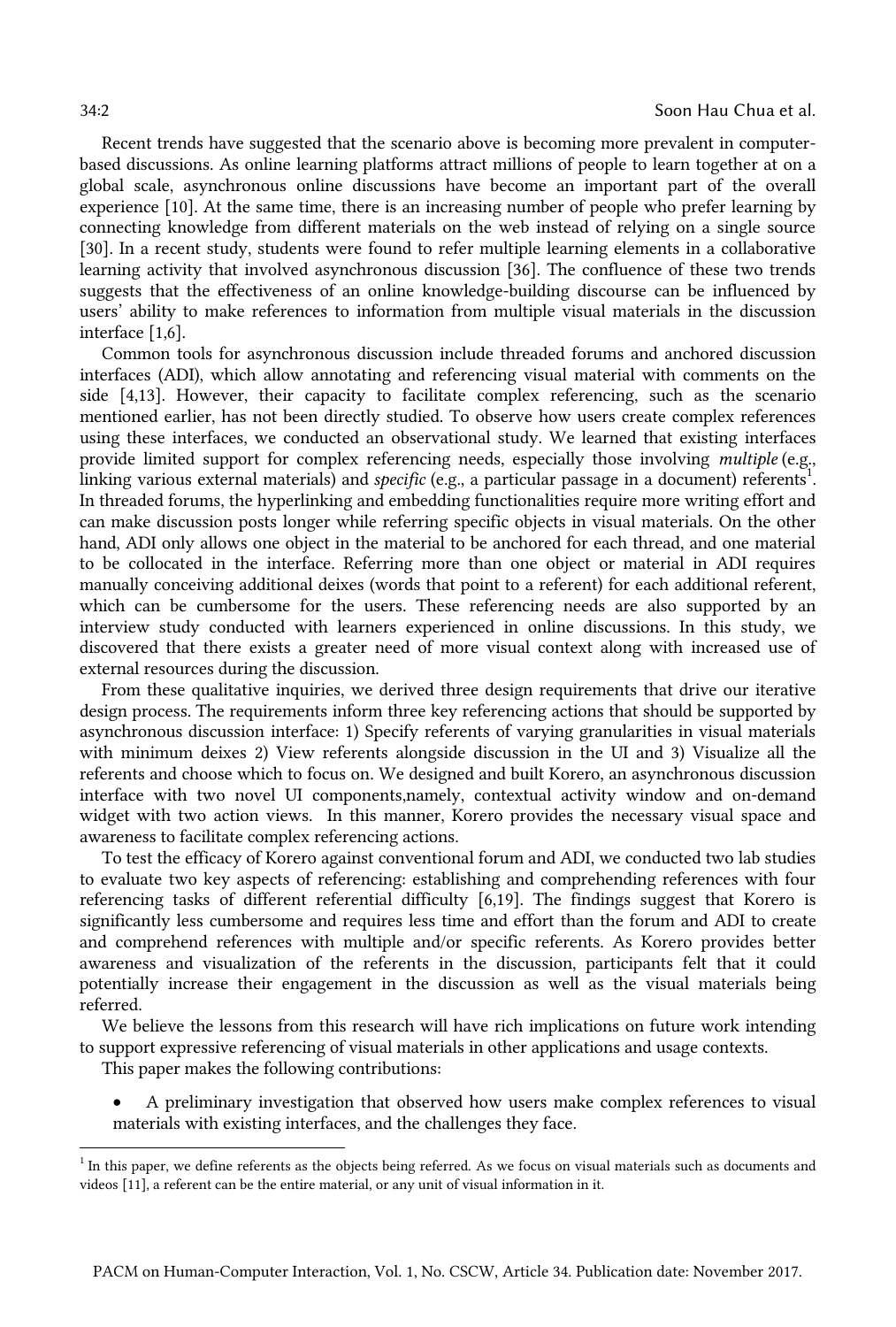Recent trends have suggested that the scenario above is becoming more prevalent in computer-based discussions. As online learning platforms attract millions of people to learn together at on a global scale, asynchronous online discussions have become an important part of the overall experience [10]. At the same time, there is an increasing number of people who prefer learning by connecting knowledge from different materials on the web instead of relying on a single source [30]. In a recent study, students were found to refer multiple learning elements in a collaborative learning activity that involved asynchronous discussion [36]. The confluence of these two trends suggests that the effectiveness of an online knowledge-building discourse can be influenced by users' ability to make references to information from multiple visual materials in the discussion interface [1,6].

Common tools for asynchronous discussion include threaded forums and anchored discussion interfaces (ADI), which allow annotating and referencing visual material with comments on the side [4,13]. However, their capacity to facilitate complex referencing, such as the scenario mentioned earlier, has not been directly studied. To observe how users create complex references using these interfaces, we conducted an observational study. We learned that existing interfaces provide limited support for complex referencing needs, especially those involving *multiple* (e.g., linking various external materials) and *specific* (e.g., a particular passage in a document) referents[1]. In threaded forums, the hyperlinking and embedding functionalities require more writing effort and can make discussion posts longer while referring specific objects in visual materials. On the other hand, ADI only allows one object in the material to be anchored for each thread, and one material to be collocated in the interface. Referring more than one object or material in ADI requires manually conceiving additional deixes (words that point to a referent) for each additional referent, which can be cumbersome for the users. These referencing needs are also supported by an interview study conducted with learners experienced in online discussions. In this study, we discovered that there exists a greater need of more visual context along with increased use of external resources during the discussion.

From these qualitative inquiries, we derived three design requirements that drive our iterative design process. The requirements inform three key referencing actions that should be supported by asynchronous discussion interface: 1) Specify referents of varying granularities in visual materials with minimum deixes 2) View referents alongside discussion in the UI and 3) Visualize all the referents and choose which to focus on. We designed and built Korero, an asynchronous discussion interface with two novel UI components,namely, contextual activity window and on-demand widget with two action views. In this manner, Korero provides the necessary visual space and awareness to facilitate complex referencing actions.

To test the efficacy of Korero against conventional forum and ADI, we conducted two lab studies to evaluate two key aspects of referencing: establishing and comprehending references with four referencing tasks of different referential difficulty [6,19]. The findings suggest that Korero is significantly less cumbersome and requires less time and effort than the forum and ADI to create and comprehend references with multiple and/or specific referents. As Korero provides better awareness and visualization of the referents in the discussion, participants felt that it could potentially increase their engagement in the discussion as well as the visual materials being referred.

We believe the lessons from this research will have rich implications on future work intending to support expressive referencing of visual materials in other applications and usage contexts.

This paper makes the following contributions:

- A preliminary investigation that observed how users make complex references to visual materials with existing interfaces, and the challenges they face.

[1] In this paper, we define referents as the objects being referred. As we focus on visual materials such as documents and videos [11], a referent can be the entire material, or any unit of visual information in it.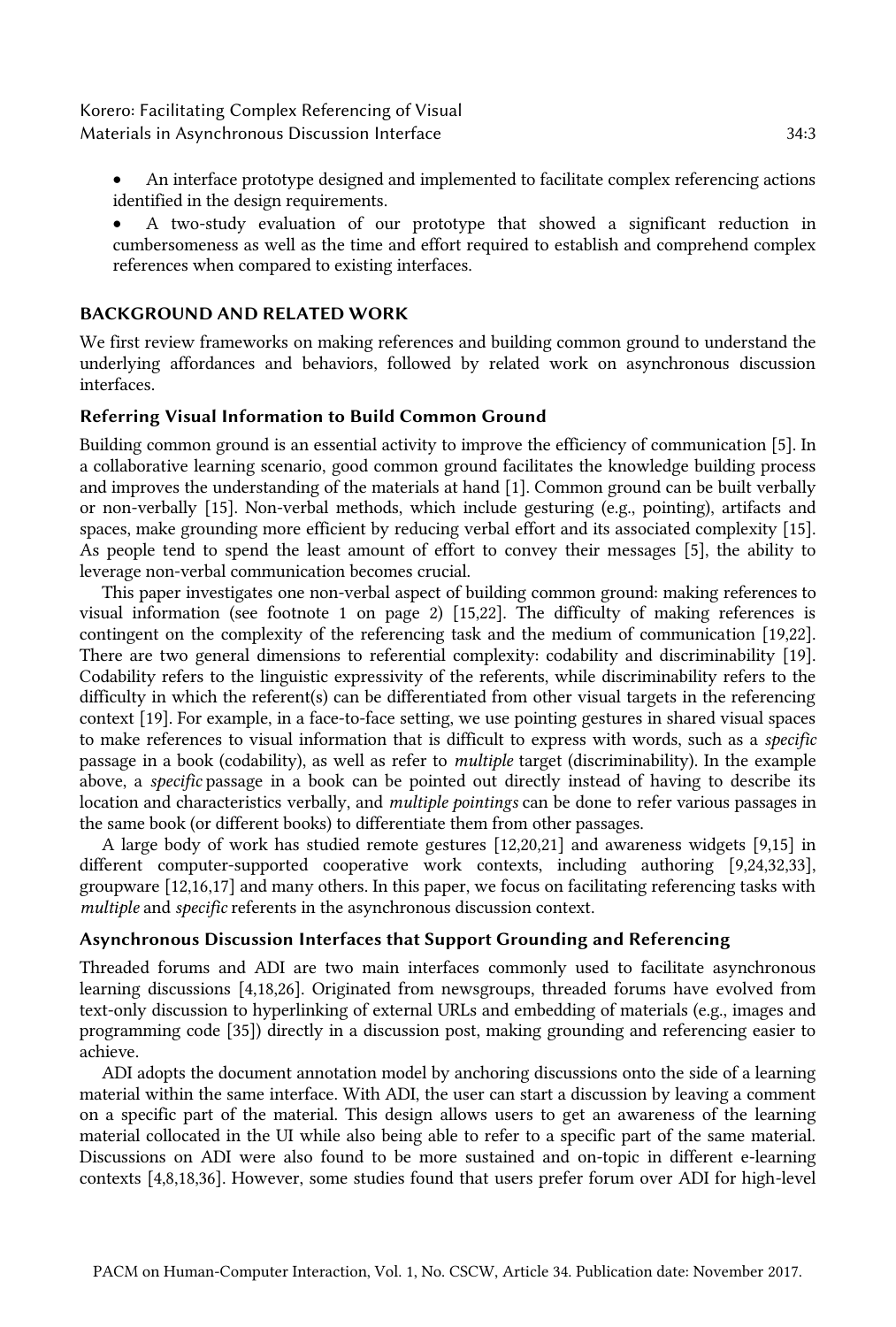- An interface prototype designed and implemented to facilitate complex referencing actions identified in the design requirements.
- A two-study evaluation of our prototype that showed a significant reduction in cumbersomeness as well as the time and effort required to establish and comprehend complex references when compared to existing interfaces.

## BACKGROUND AND RELATED WORK

We first review frameworks on making references and building common ground to understand the underlying affordances and behaviors, followed by related work on asynchronous discussion interfaces.

### Referring Visual Information to Build Common Ground

Building common ground is an essential activity to improve the efficiency of communication [5]. In a collaborative learning scenario, good common ground facilitates the knowledge building process and improves the understanding of the materials at hand [1]. Common ground can be built verbally or non-verbally [15]. Non-verbal methods, which include gesturing (e.g., pointing), artifacts and spaces, make grounding more efficient by reducing verbal effort and its associated complexity [15]. As people tend to spend the least amount of effort to convey their messages [5], the ability to leverage non-verbal communication becomes crucial.

This paper investigates one non-verbal aspect of building common ground: making references to visual information (see footnote 1 on page 2) [15,22]. The difficulty of making references is contingent on the complexity of the referencing task and the medium of communication [19,22]. There are two general dimensions to referential complexity: codability and discriminability [19]. Codability refers to the linguistic expressivity of the referents, while discriminability refers to the difficulty in which the referent(s) can be differentiated from other visual targets in the referencing context [19]. For example, in a face-to-face setting, we use pointing gestures in shared visual spaces to make references to visual information that is difficult to express with words, such as a *specific* passage in a book (codability), as well as refer to *multiple* target (discriminability). In the example above, a *specific* passage in a book can be pointed out directly instead of having to describe its location and characteristics verbally, and *multiple pointings* can be done to refer various passages in the same book (or different books) to differentiate them from other passages.

A large body of work has studied remote gestures [12,20,21] and awareness widgets [9,15] in different computer-supported cooperative work contexts, including authoring [9,24,32,33], groupware [12,16,17] and many others. In this paper, we focus on facilitating referencing tasks with *multiple* and *specific* referents in the asynchronous discussion context.

### Asynchronous Discussion Interfaces that Support Grounding and Referencing

Threaded forums and ADI are two main interfaces commonly used to facilitate asynchronous learning discussions [4,18,26]. Originated from newsgroups, threaded forums have evolved from text-only discussion to hyperlinking of external URLs and embedding of materials (e.g., images and programming code [35]) directly in a discussion post, making grounding and referencing easier to achieve.

ADI adopts the document annotation model by anchoring discussions onto the side of a learning material within the same interface. With ADI, the user can start a discussion by leaving a comment on a specific part of the material. This design allows users to get an awareness of the learning material collocated in the UI while also being able to refer to a specific part of the same material. Discussions on ADI were also found to be more sustained and on-topic in different e-learning contexts [4,8,18,36]. However, some studies found that users prefer forum over ADI for high-level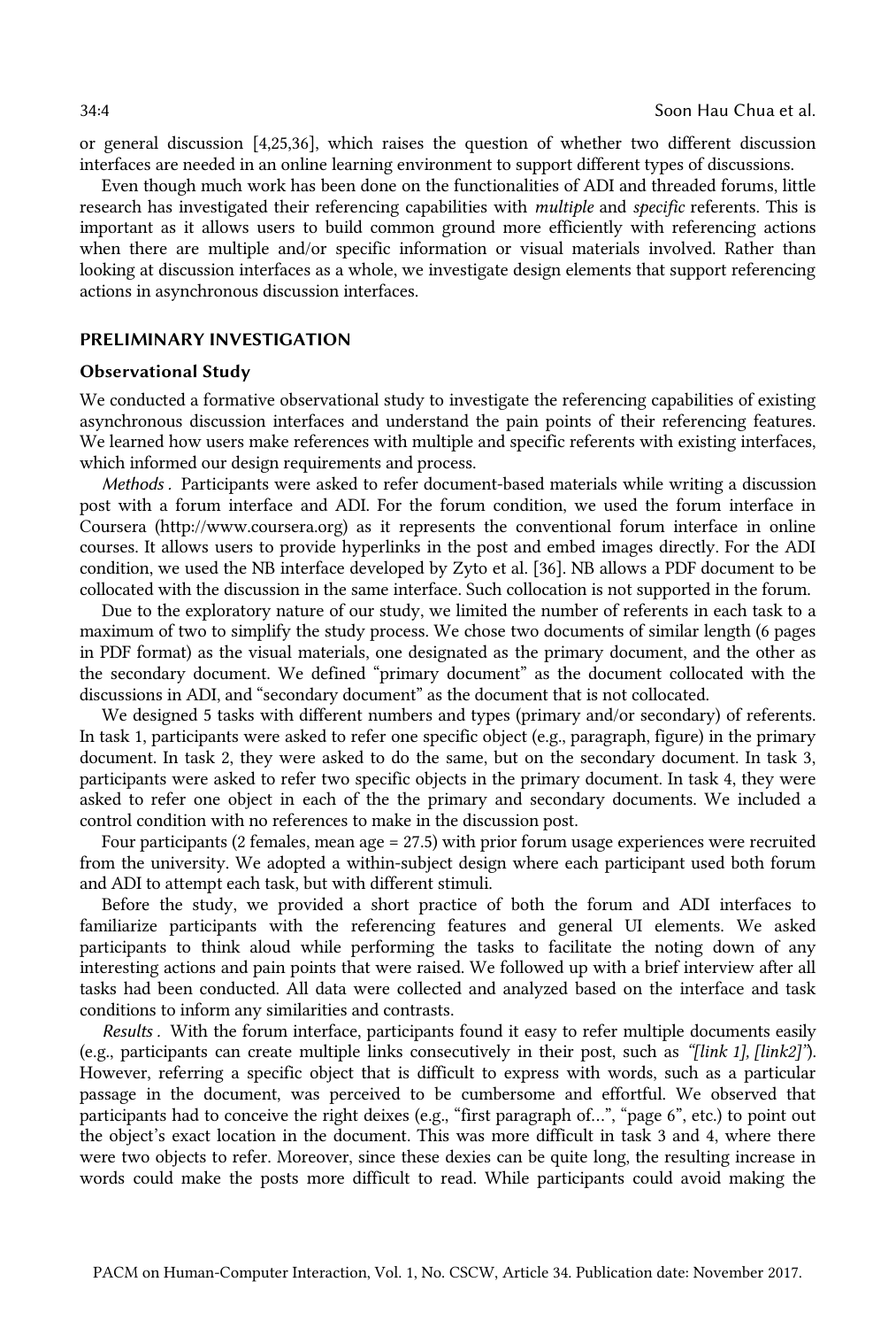or general discussion [4,25,36], which raises the question of whether two different discussion interfaces are needed in an online learning environment to support different types of discussions.

Even though much work has been done on the functionalities of ADI and threaded forums, little research has investigated their referencing capabilities with *multiple* and *specific* referents. This is important as it allows users to build common ground more efficiently with referencing actions when there are multiple and/or specific information or visual materials involved. Rather than looking at discussion interfaces as a whole, we investigate design elements that support referencing actions in asynchronous discussion interfaces.

## PRELIMINARY INVESTIGATION

### Observational Study

We conducted a formative observational study to investigate the referencing capabilities of existing asynchronous discussion interfaces and understand the pain points of their referencing features. We learned how users make references with multiple and specific referents with existing interfaces, which informed our design requirements and process.

*Methods .* Participants were asked to refer document-based materials while writing a discussion post with a forum interface and ADI. For the forum condition, we used the forum interface in Coursera (http://www.coursera.org) as it represents the conventional forum interface in online courses. It allows users to provide hyperlinks in the post and embed images directly. For the ADI condition, we used the NB interface developed by Zyto et al. [36]. NB allows a PDF document to be collocated with the discussion in the same interface. Such collocation is not supported in the forum.

Due to the exploratory nature of our study, we limited the number of referents in each task to a maximum of two to simplify the study process. We chose two documents of similar length (6 pages in PDF format) as the visual materials, one designated as the primary document, and the other as the secondary document. We defined "primary document" as the document collocated with the discussions in ADI, and "secondary document" as the document that is not collocated.

We designed 5 tasks with different numbers and types (primary and/or secondary) of referents. In task 1, participants were asked to refer one specific object (e.g., paragraph, figure) in the primary document. In task 2, they were asked to do the same, but on the secondary document. In task 3, participants were asked to refer two specific objects in the primary document. In task 4, they were asked to refer one object in each of the the primary and secondary documents. We included a control condition with no references to make in the discussion post.

Four participants (2 females, mean age = 27.5) with prior forum usage experiences were recruited from the university. We adopted a within-subject design where each participant used both forum and ADI to attempt each task, but with different stimuli.

Before the study, we provided a short practice of both the forum and ADI interfaces to familiarize participants with the referencing features and general UI elements. We asked participants to think aloud while performing the tasks to facilitate the noting down of any interesting actions and pain points that were raised. We followed up with a brief interview after all tasks had been conducted. All data were collected and analyzed based on the interface and task conditions to inform any similarities and contrasts.

*Results .* With the forum interface, participants found it easy to refer multiple documents easily (e.g., participants can create multiple links consecutively in their post, such as *"[link 1], [link2]"*). However, referring a specific object that is difficult to express with words, such as a particular passage in the document, was perceived to be cumbersome and effortful. We observed that participants had to conceive the right deixes (e.g., "first paragraph of…", "page 6", etc.) to point out the object's exact location in the document. This was more difficult in task 3 and 4, where there were two objects to refer. Moreover, since these dexies can be quite long, the resulting increase in words could make the posts more difficult to read. While participants could avoid making the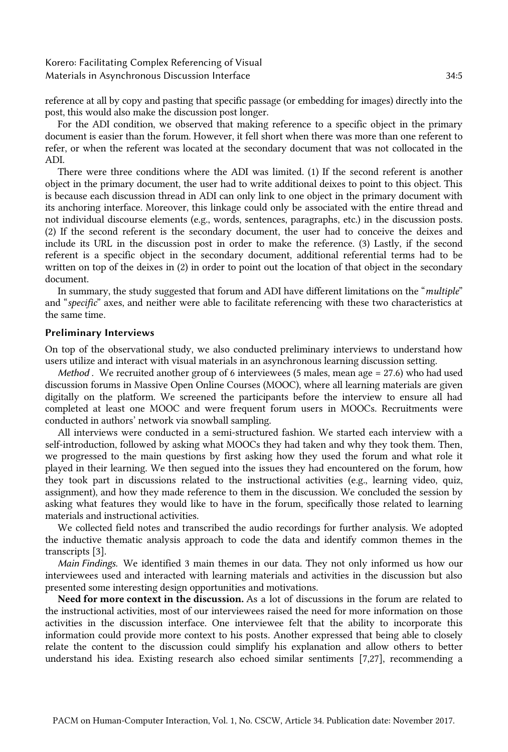reference at all by copy and pasting that specific passage (or embedding for images) directly into the post, this would also make the discussion post longer.

For the ADI condition, we observed that making reference to a specific object in the primary document is easier than the forum. However, it fell short when there was more than one referent to refer, or when the referent was located at the secondary document that was not collocated in the ADI.

There were three conditions where the ADI was limited. (1) If the second referent is another object in the primary document, the user had to write additional deixes to point to this object. This is because each discussion thread in ADI can only link to one object in the primary document with its anchoring interface. Moreover, this linkage could only be associated with the entire thread and not individual discourse elements (e.g., words, sentences, paragraphs, etc.) in the discussion posts. (2) If the second referent is the secondary document, the user had to conceive the deixes and include its URL in the discussion post in order to make the reference. (3) Lastly, if the second referent is a specific object in the secondary document, additional referential terms had to be written on top of the deixes in (2) in order to point out the location of that object in the secondary document.

In summary, the study suggested that forum and ADI have different limitations on the "*multiple*" and "*specific*" axes, and neither were able to facilitate referencing with these two characteristics at the same time.

### Preliminary Interviews

On top of the observational study, we also conducted preliminary interviews to understand how users utilize and interact with visual materials in an asynchronous learning discussion setting.

*Method* . We recruited another group of 6 interviewees (5 males, mean age = 27.6) who had used discussion forums in Massive Open Online Courses (MOOC), where all learning materials are given digitally on the platform. We screened the participants before the interview to ensure all had completed at least one MOOC and were frequent forum users in MOOCs. Recruitments were conducted in authors' network via snowball sampling.

All interviews were conducted in a semi-structured fashion. We started each interview with a self-introduction, followed by asking what MOOCs they had taken and why they took them. Then, we progressed to the main questions by first asking how they used the forum and what role it played in their learning. We then segued into the issues they had encountered on the forum, how they took part in discussions related to the instructional activities (e.g., learning video, quiz, assignment), and how they made reference to them in the discussion. We concluded the session by asking what features they would like to have in the forum, specifically those related to learning materials and instructional activities.

We collected field notes and transcribed the audio recordings for further analysis. We adopted the inductive thematic analysis approach to code the data and identify common themes in the transcripts [3].

*Main Findings.* We identified 3 main themes in our data. They not only informed us how our interviewees used and interacted with learning materials and activities in the discussion but also presented some interesting design opportunities and motivations.

**Need for more context in the discussion.** As a lot of discussions in the forum are related to the instructional activities, most of our interviewees raised the need for more information on those activities in the discussion interface. One interviewee felt that the ability to incorporate this information could provide more context to his posts. Another expressed that being able to closely relate the content to the discussion could simplify his explanation and allow others to better understand his idea. Existing research also echoed similar sentiments [7,27], recommending a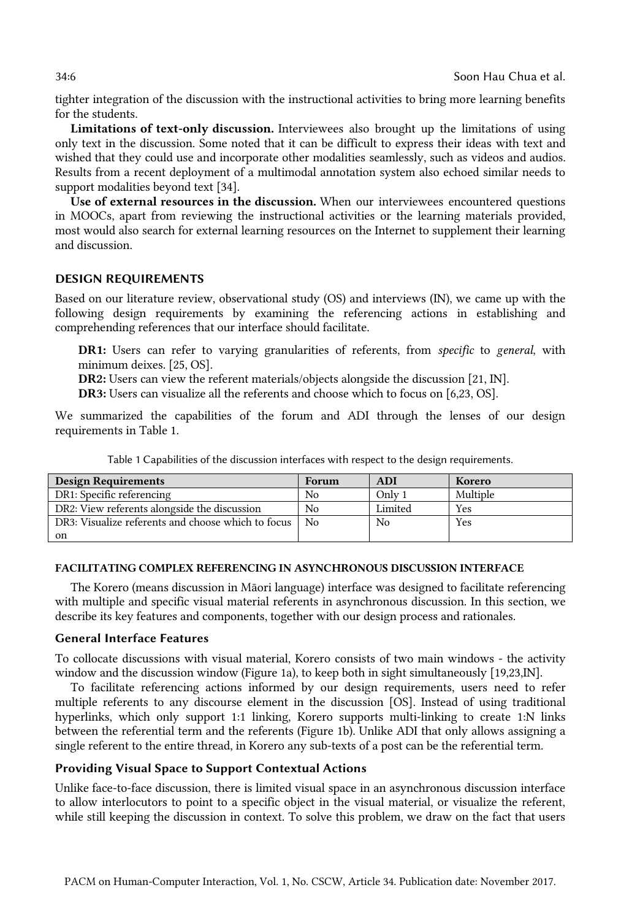tighter integration of the discussion with the instructional activities to bring more learning benefits for the students.

**Limitations of text-only discussion.** Interviewees also brought up the limitations of using only text in the discussion. Some noted that it can be difficult to express their ideas with text and wished that they could use and incorporate other modalities seamlessly, such as videos and audios. Results from a recent deployment of a multimodal annotation system also echoed similar needs to support modalities beyond text [34].

**Use of external resources in the discussion.** When our interviewees encountered questions in MOOCs, apart from reviewing the instructional activities or the learning materials provided, most would also search for external learning resources on the Internet to supplement their learning and discussion.

## DESIGN REQUIREMENTS

Based on our literature review, observational study (OS) and interviews (IN), we came up with the following design requirements by examining the referencing actions in establishing and comprehending references that our interface should facilitate.

**DR1:** Users can refer to varying granularities of referents, from *specific* to *general*, with minimum deixes. [25, OS].

**DR2:** Users can view the referent materials/objects alongside the discussion [21, IN].

**DR3:** Users can visualize all the referents and choose which to focus on [6,23, OS].

We summarized the capabilities of the forum and ADI through the lenses of our design requirements in Table 1.

Table 1 Capabilities of the discussion interfaces with respect to the design requirements.

| Design Requirements | Forum | ADI | Korero |
|---|---|---|---|
| DR1: Specific referencing | No | Only 1 | Multiple |
| DR2: View referents alongside the discussion | No | Limited | Yes |
| DR3: Visualize referents and choose which to focus on | No | No | Yes |

### FACILITATING COMPLEX REFERENCING IN ASYNCHRONOUS DISCUSSION INTERFACE

The Korero (means discussion in Māori language) interface was designed to facilitate referencing with multiple and specific visual material referents in asynchronous discussion. In this section, we describe its key features and components, together with our design process and rationales.

### General Interface Features

To collocate discussions with visual material, Korero consists of two main windows - the activity window and the discussion window (Figure 1a), to keep both in sight simultaneously [19,23,IN].

To facilitate referencing actions informed by our design requirements, users need to refer multiple referents to any discourse element in the discussion [OS]. Instead of using traditional hyperlinks, which only support 1:1 linking, Korero supports multi-linking to create 1:N links between the referential term and the referents (Figure 1b). Unlike ADI that only allows assigning a single referent to the entire thread, in Korero any sub-texts of a post can be the referential term.

### Providing Visual Space to Support Contextual Actions

Unlike face-to-face discussion, there is limited visual space in an asynchronous discussion interface to allow interlocutors to point to a specific object in the visual material, or visualize the referent, while still keeping the discussion in context. To solve this problem, we draw on the fact that users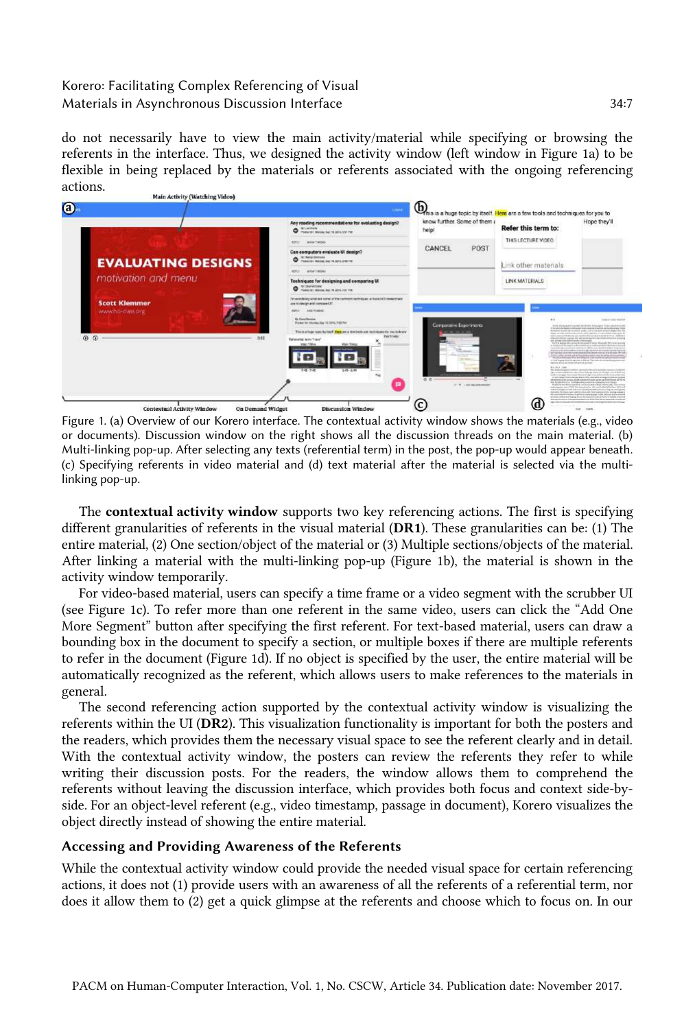do not necessarily have to view the main activity/material while specifying or browsing the referents in the interface. Thus, we designed the activity window (left window in Figure 1a) to be flexible in being replaced by the materials or referents associated with the ongoing referencing actions.

Figure 1. (a) Overview of our Korero interface. The contextual activity window shows the materials (e.g., video or documents). Discussion window on the right shows all the discussion threads on the main material. (b) Multi-linking pop-up. After selecting any texts (referential term) in the post, the pop-up would appear beneath. (c) Specifying referents in video material and (d) text material after the material is selected via the multi-linking pop-up.

The **contextual activity window** supports two key referencing actions. The first is specifying different granularities of referents in the visual material (**DR1**). These granularities can be: (1) The entire material, (2) One section/object of the material or (3) Multiple sections/objects of the material. After linking a material with the multi-linking pop-up (Figure 1b), the material is shown in the activity window temporarily.

For video-based material, users can specify a time frame or a video segment with the scrubber UI (see Figure 1c). To refer more than one referent in the same video, users can click the "Add One More Segment" button after specifying the first referent. For text-based material, users can draw a bounding box in the document to specify a section, or multiple boxes if there are multiple referents to refer in the document (Figure 1d). If no object is specified by the user, the entire material will be automatically recognized as the referent, which allows users to make references to the materials in general.

The second referencing action supported by the contextual activity window is visualizing the referents within the UI (**DR2**). This visualization functionality is important for both the posters and the readers, which provides them the necessary visual space to see the referent clearly and in detail. With the contextual activity window, the posters can review the referents they refer to while writing their discussion posts. For the readers, the window allows them to comprehend the referents without leaving the discussion interface, which provides both focus and context side-by-side. For an object-level referent (e.g., video timestamp, passage in document), Korero visualizes the object directly instead of showing the entire material.

### Accessing and Providing Awareness of the Referents

While the contextual activity window could provide the needed visual space for certain referencing actions, it does not (1) provide users with an awareness of all the referents of a referential term, nor does it allow them to (2) get a quick glimpse at the referents and choose which to focus on. In our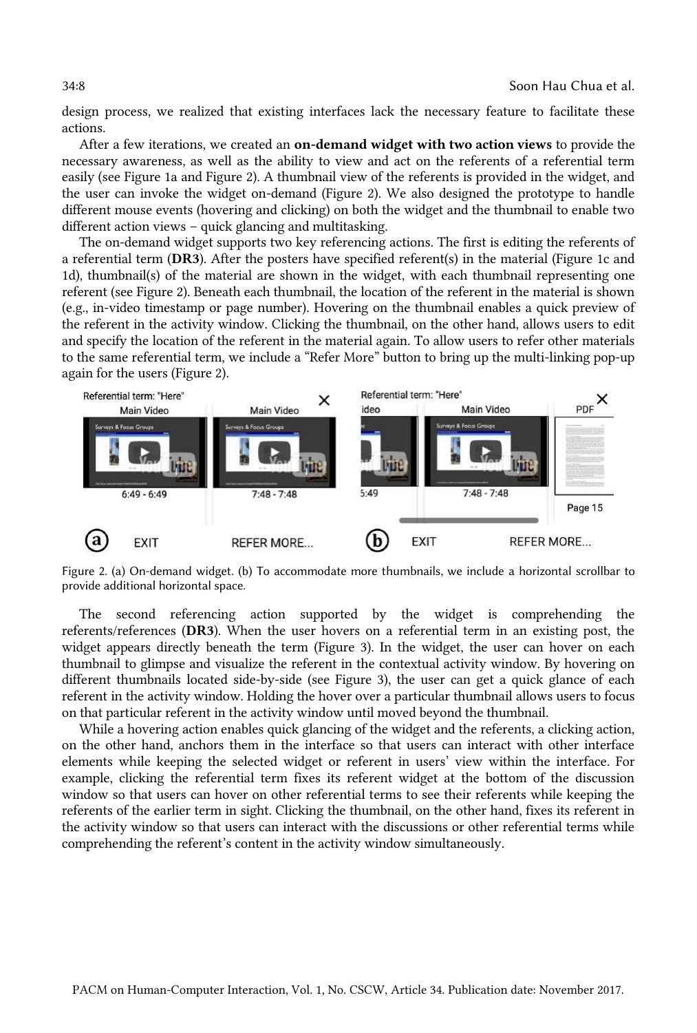design process, we realized that existing interfaces lack the necessary feature to facilitate these actions.

After a few iterations, we created an **on-demand widget with two action views** to provide the necessary awareness, as well as the ability to view and act on the referents of a referential term easily (see Figure 1a and Figure 2). A thumbnail view of the referents is provided in the widget, and the user can invoke the widget on-demand (Figure 2). We also designed the prototype to handle different mouse events (hovering and clicking) on both the widget and the thumbnail to enable two different action views – quick glancing and multitasking.

The on-demand widget supports two key referencing actions. The first is editing the referents of a referential term (**DR3**). After the posters have specified referent(s) in the material (Figure 1c and 1d), thumbnail(s) of the material are shown in the widget, with each thumbnail representing one referent (see Figure 2). Beneath each thumbnail, the location of the referent in the material is shown (e.g., in-video timestamp or page number). Hovering on the thumbnail enables a quick preview of the referent in the activity window. Clicking the thumbnail, on the other hand, allows users to edit and specify the location of the referent in the material again. To allow users to refer other materials to the same referential term, we include a "Refer More" button to bring up the multi-linking pop-up again for the users (Figure 2).

Figure 2. (a) On-demand widget. (b) To accommodate more thumbnails, we include a horizontal scrollbar to provide additional horizontal space.

The second referencing action supported by the widget is comprehending the referents/references (**DR3**). When the user hovers on a referential term in an existing post, the widget appears directly beneath the term (Figure 3). In the widget, the user can hover on each thumbnail to glimpse and visualize the referent in the contextual activity window. By hovering on different thumbnails located side-by-side (see Figure 3), the user can get a quick glance of each referent in the activity window. Holding the hover over a particular thumbnail allows users to focus on that particular referent in the activity window until moved beyond the thumbnail.

While a hovering action enables quick glancing of the widget and the referents, a clicking action, on the other hand, anchors them in the interface so that users can interact with other interface elements while keeping the selected widget or referent in users' view within the interface. For example, clicking the referential term fixes its referent widget at the bottom of the discussion window so that users can hover on other referential terms to see their referents while keeping the referents of the earlier term in sight. Clicking the thumbnail, on the other hand, fixes its referent in the activity window so that users can interact with the discussions or other referential terms while comprehending the referent's content in the activity window simultaneously.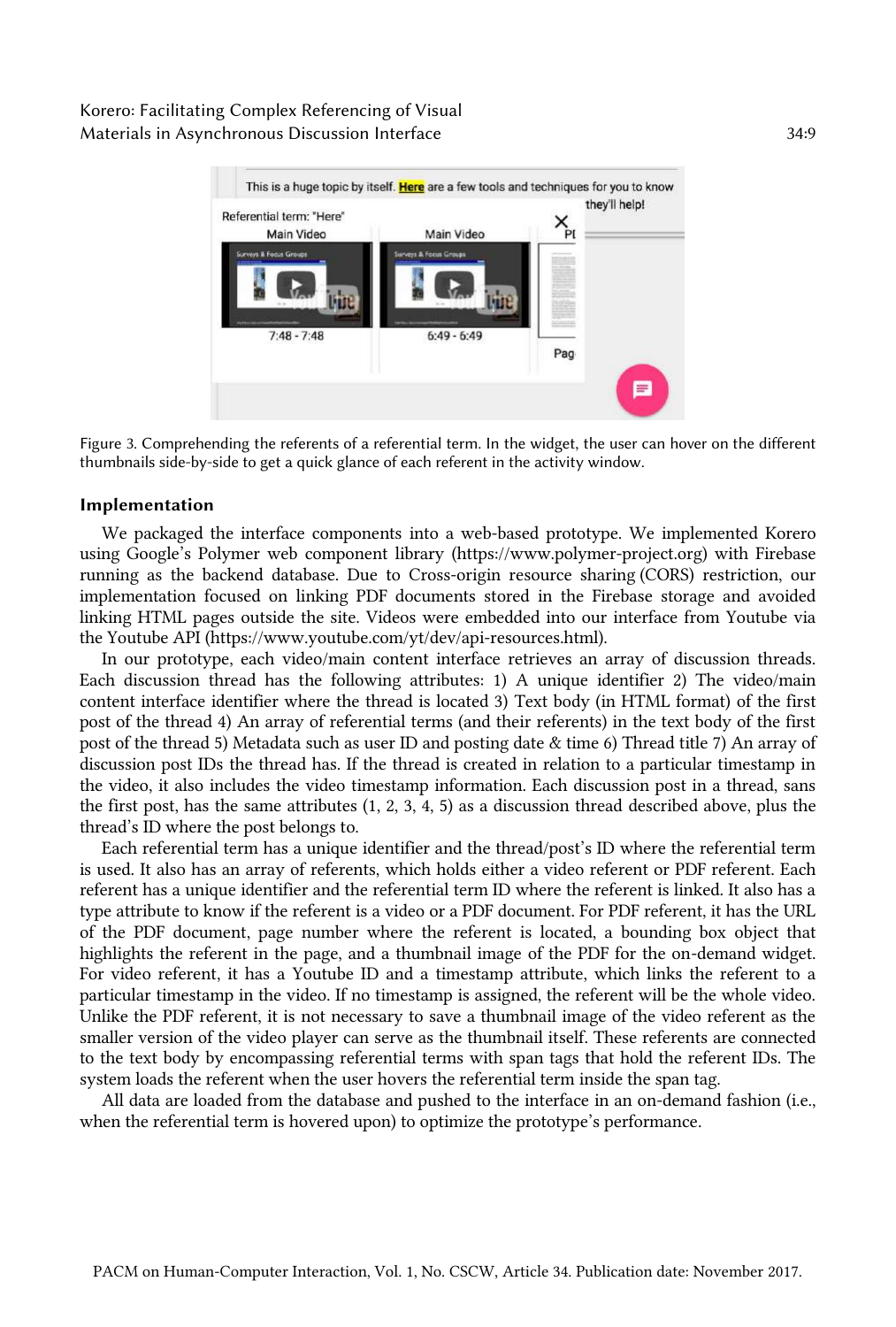Figure 3. Comprehending the referents of a referential term. In the widget, the user can hover on the different thumbnails side-by-side to get a quick glance of each referent in the activity window.

### Implementation

We packaged the interface components into a web-based prototype. We implemented Korero using Google's Polymer web component library (https://www.polymer-project.org) with Firebase running as the backend database. Due to Cross-origin resource sharing (CORS) restriction, our implementation focused on linking PDF documents stored in the Firebase storage and avoided linking HTML pages outside the site. Videos were embedded into our interface from Youtube via the Youtube API (https://www.youtube.com/yt/dev/api-resources.html).

In our prototype, each video/main content interface retrieves an array of discussion threads. Each discussion thread has the following attributes: 1) A unique identifier 2) The video/main content interface identifier where the thread is located 3) Text body (in HTML format) of the first post of the thread 4) An array of referential terms (and their referents) in the text body of the first post of the thread 5) Metadata such as user ID and posting date & time 6) Thread title 7) An array of discussion post IDs the thread has. If the thread is created in relation to a particular timestamp in the video, it also includes the video timestamp information. Each discussion post in a thread, sans the first post, has the same attributes (1, 2, 3, 4, 5) as a discussion thread described above, plus the thread's ID where the post belongs to.

Each referential term has a unique identifier and the thread/post's ID where the referential term is used. It also has an array of referents, which holds either a video referent or PDF referent. Each referent has a unique identifier and the referential term ID where the referent is linked. It also has a type attribute to know if the referent is a video or a PDF document. For PDF referent, it has the URL of the PDF document, page number where the referent is located, a bounding box object that highlights the referent in the page, and a thumbnail image of the PDF for the on-demand widget. For video referent, it has a Youtube ID and a timestamp attribute, which links the referent to a particular timestamp in the video. If no timestamp is assigned, the referent will be the whole video. Unlike the PDF referent, it is not necessary to save a thumbnail image of the video referent as the smaller version of the video player can serve as the thumbnail itself. These referents are connected to the text body by encompassing referential terms with span tags that hold the referent IDs. The system loads the referent when the user hovers the referential term inside the span tag.

All data are loaded from the database and pushed to the interface in an on-demand fashion (i.e., when the referential term is hovered upon) to optimize the prototype's performance.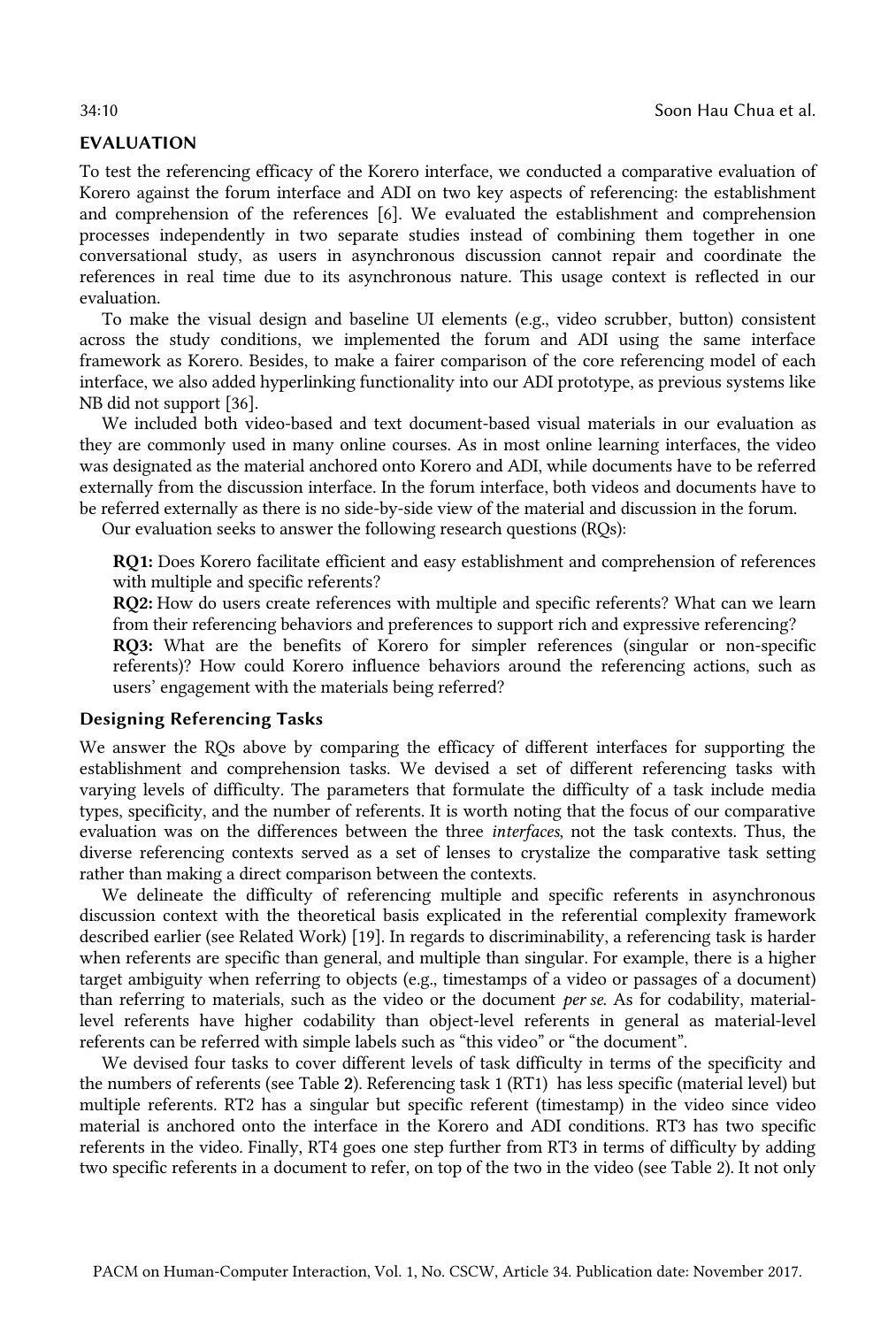## EVALUATION

To test the referencing efficacy of the Korero interface, we conducted a comparative evaluation of Korero against the forum interface and ADI on two key aspects of referencing: the establishment and comprehension of the references [6]. We evaluated the establishment and comprehension processes independently in two separate studies instead of combining them together in one conversational study, as users in asynchronous discussion cannot repair and coordinate the references in real time due to its asynchronous nature. This usage context is reflected in our evaluation.

To make the visual design and baseline UI elements (e.g., video scrubber, button) consistent across the study conditions, we implemented the forum and ADI using the same interface framework as Korero. Besides, to make a fairer comparison of the core referencing model of each interface, we also added hyperlinking functionality into our ADI prototype, as previous systems like NB did not support [36].

We included both video-based and text document-based visual materials in our evaluation as they are commonly used in many online courses. As in most online learning interfaces, the video was designated as the material anchored onto Korero and ADI, while documents have to be referred externally from the discussion interface. In the forum interface, both videos and documents have to be referred externally as there is no side-by-side view of the material and discussion in the forum.

Our evaluation seeks to answer the following research questions (RQs):

> **RQ1:** Does Korero facilitate efficient and easy establishment and comprehension of references with multiple and specific referents?
>
> **RQ2:** How do users create references with multiple and specific referents? What can we learn from their referencing behaviors and preferences to support rich and expressive referencing?
>
> **RQ3:** What are the benefits of Korero for simpler references (singular or non-specific referents)? How could Korero influence behaviors around the referencing actions, such as users' engagement with the materials being referred?

### Designing Referencing Tasks

We answer the RQs above by comparing the efficacy of different interfaces for supporting the establishment and comprehension tasks. We devised a set of different referencing tasks with varying levels of difficulty. The parameters that formulate the difficulty of a task include media types, specificity, and the number of referents. It is worth noting that the focus of our comparative evaluation was on the differences between the three *interfaces*, not the task contexts. Thus, the diverse referencing contexts served as a set of lenses to crystalize the comparative task setting rather than making a direct comparison between the contexts.

We delineate the difficulty of referencing multiple and specific referents in asynchronous discussion context with the theoretical basis explicated in the referential complexity framework described earlier (see Related Work) [19]. In regards to discriminability, a referencing task is harder when referents are specific than general, and multiple than singular. For example, there is a higher target ambiguity when referring to objects (e.g., timestamps of a video or passages of a document) than referring to materials, such as the video or the document *per se*. As for codability, material-level referents have higher codability than object-level referents in general as material-level referents can be referred with simple labels such as "this video" or "the document".

We devised four tasks to cover different levels of task difficulty in terms of the specificity and the numbers of referents (see Table **2**). Referencing task 1 (RT1) has less specific (material level) but multiple referents. RT2 has a singular but specific referent (timestamp) in the video since video material is anchored onto the interface in the Korero and ADI conditions. RT3 has two specific referents in the video. Finally, RT4 goes one step further from RT3 in terms of difficulty by adding two specific referents in a document to refer, on top of the two in the video (see Table 2). It not only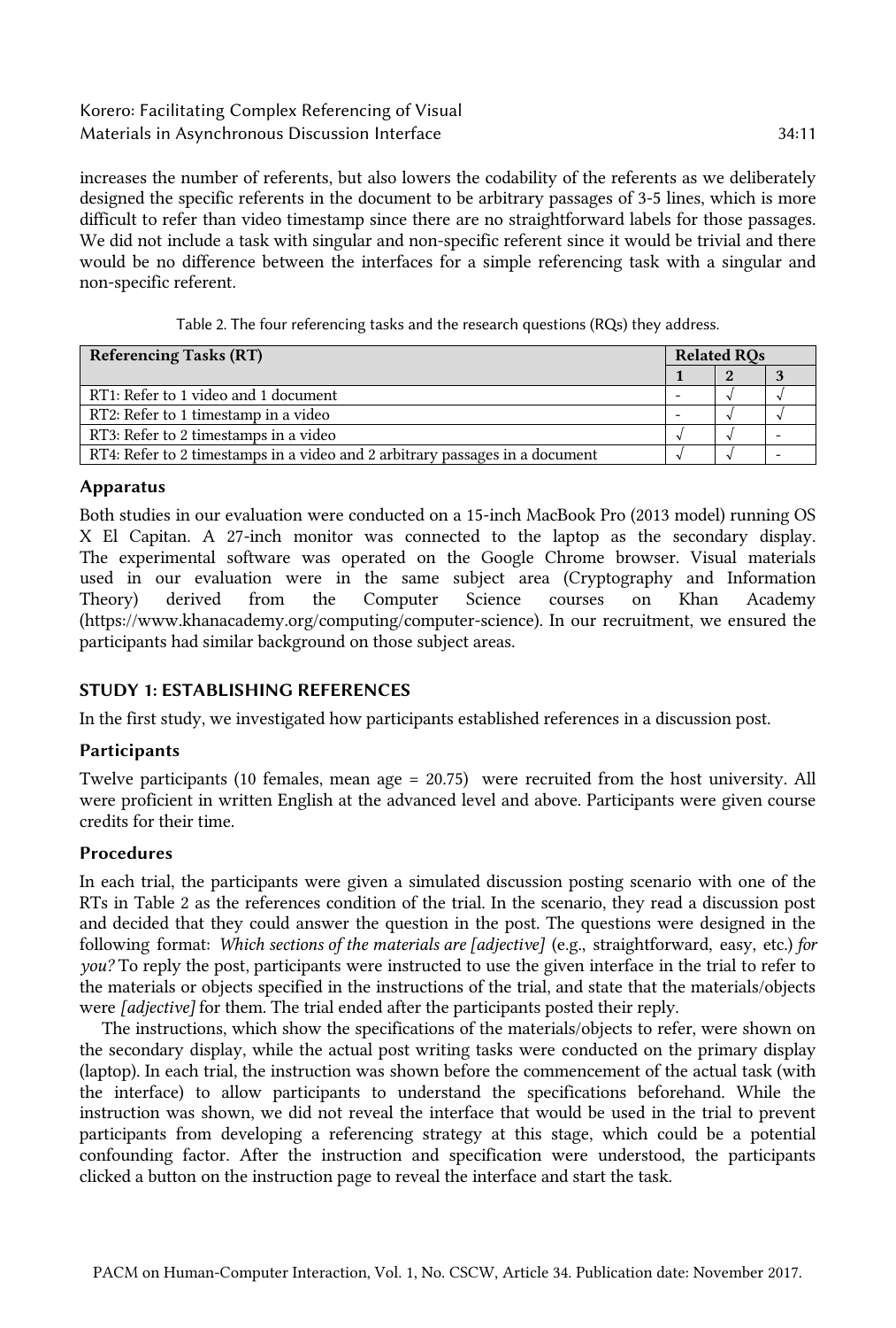increases the number of referents, but also lowers the codability of the referents as we deliberately designed the specific referents in the document to be arbitrary passages of 3-5 lines, which is more difficult to refer than video timestamp since there are no straightforward labels for those passages. We did not include a task with singular and non-specific referent since it would be trivial and there would be no difference between the interfaces for a simple referencing task with a singular and non-specific referent.

Table 2. The four referencing tasks and the research questions (RQs) they address.

| **Referencing Tasks (RT)** | **Related RQs** | | |
|---|---|---|---|
| | **1** | **2** | **3** |
| RT1: Refer to 1 video and 1 document | - | √ | √ |
| RT2: Refer to 1 timestamp in a video | - | √ | √ |
| RT3: Refer to 2 timestamps in a video | √ | √ | - |
| RT4: Refer to 2 timestamps in a video and 2 arbitrary passages in a document | √ | √ | - |

### Apparatus

Both studies in our evaluation were conducted on a 15-inch MacBook Pro (2013 model) running OS X El Capitan. A 27-inch monitor was connected to the laptop as the secondary display. The experimental software was operated on the Google Chrome browser. Visual materials used in our evaluation were in the same subject area (Cryptography and Information Theory) derived from the Computer Science courses on Khan Academy (https://www.khanacademy.org/computing/computer-science). In our recruitment, we ensured the participants had similar background on those subject areas.

## STUDY 1: ESTABLISHING REFERENCES

In the first study, we investigated how participants established references in a discussion post.

### Participants

Twelve participants (10 females, mean age = 20.75) were recruited from the host university. All were proficient in written English at the advanced level and above. Participants were given course credits for their time.

### Procedures

In each trial, the participants were given a simulated discussion posting scenario with one of the RTs in Table 2 as the references condition of the trial. In the scenario, they read a discussion post and decided that they could answer the question in the post. The questions were designed in the following format: *Which sections of the materials are [adjective]* (e.g., straightforward, easy, etc.) *for you?* To reply the post, participants were instructed to use the given interface in the trial to refer to the materials or objects specified in the instructions of the trial, and state that the materials/objects were *[adjective]* for them. The trial ended after the participants posted their reply.

The instructions, which show the specifications of the materials/objects to refer, were shown on the secondary display, while the actual post writing tasks were conducted on the primary display (laptop). In each trial, the instruction was shown before the commencement of the actual task (with the interface) to allow participants to understand the specifications beforehand. While the instruction was shown, we did not reveal the interface that would be used in the trial to prevent participants from developing a referencing strategy at this stage, which could be a potential confounding factor. After the instruction and specification were understood, the participants clicked a button on the instruction page to reveal the interface and start the task.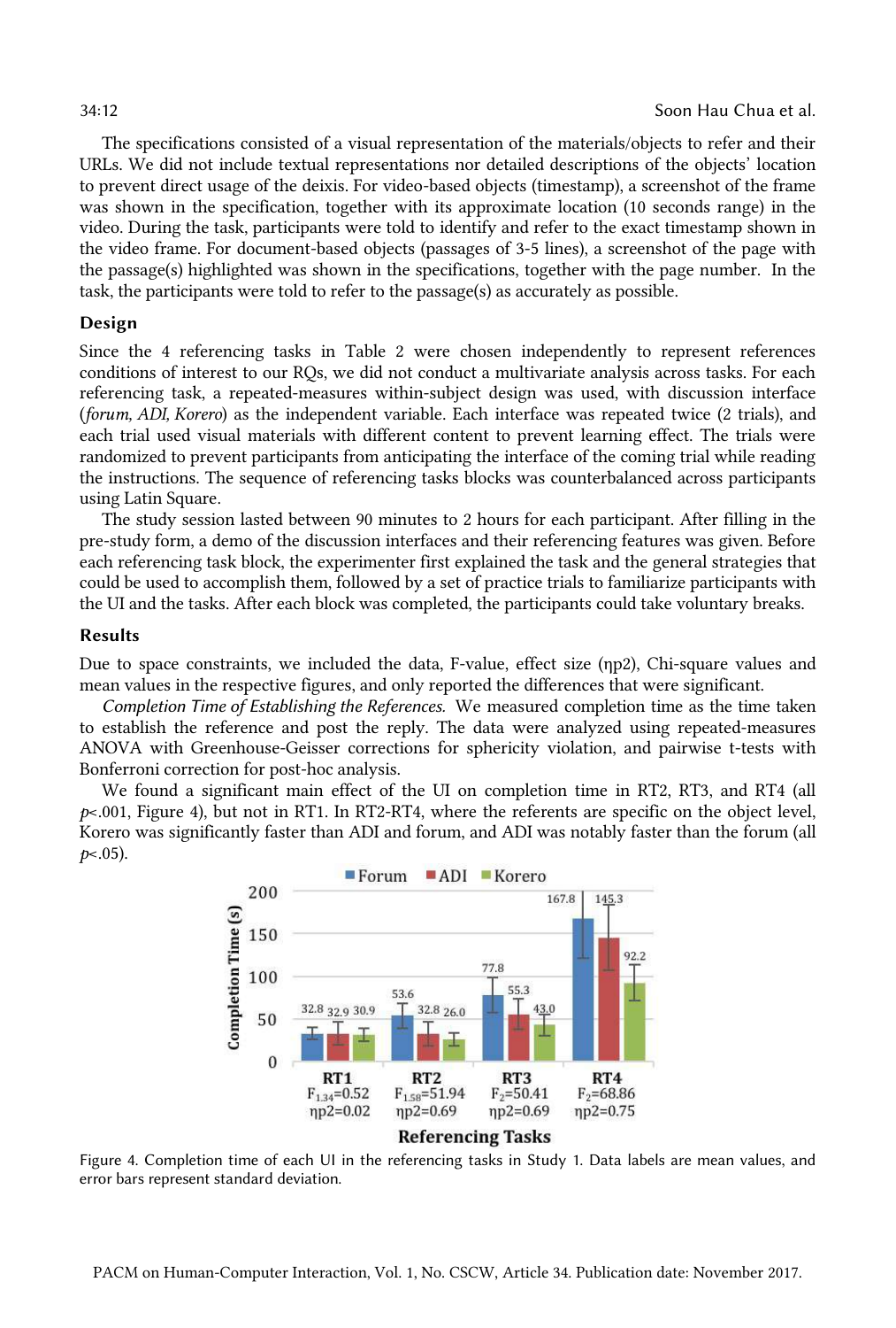The specifications consisted of a visual representation of the materials/objects to refer and their URLs. We did not include textual representations nor detailed descriptions of the objects' location to prevent direct usage of the deixis. For video-based objects (timestamp), a screenshot of the frame was shown in the specification, together with its approximate location (10 seconds range) in the video. During the task, participants were told to identify and refer to the exact timestamp shown in the video frame. For document-based objects (passages of 3-5 lines), a screenshot of the page with the passage(s) highlighted was shown in the specifications, together with the page number. In the task, the participants were told to refer to the passage(s) as accurately as possible.

### Design

Since the 4 referencing tasks in Table 2 were chosen independently to represent references conditions of interest to our RQs, we did not conduct a multivariate analysis across tasks. For each referencing task, a repeated-measures within-subject design was used, with discussion interface (*forum, ADI, Korero*) as the independent variable. Each interface was repeated twice (2 trials), and each trial used visual materials with different content to prevent learning effect. The trials were randomized to prevent participants from anticipating the interface of the coming trial while reading the instructions. The sequence of referencing tasks blocks was counterbalanced across participants using Latin Square.

The study session lasted between 90 minutes to 2 hours for each participant. After filling in the pre-study form, a demo of the discussion interfaces and their referencing features was given. Before each referencing task block, the experimenter first explained the task and the general strategies that could be used to accomplish them, followed by a set of practice trials to familiarize participants with the UI and the tasks. After each block was completed, the participants could take voluntary breaks.

### Results

Due to space constraints, we included the data, F-value, effect size ($\eta p2$), Chi-square values and mean values in the respective figures, and only reported the differences that were significant.

*Completion Time of Establishing the References.* We measured completion time as the time taken to establish the reference and post the reply. The data were analyzed using repeated-measures ANOVA with Greenhouse-Geisser corrections for sphericity violation, and pairwise t-tests with Bonferroni correction for post-hoc analysis.

We found a significant main effect of the UI on completion time in RT2, RT3, and RT4 (all $p$<.001, Figure 4), but not in RT1. In RT2-RT4, where the referents are specific on the object level, Korero was significantly faster than ADI and forum, and ADI was notably faster than the forum (all $p$<.05).

| Referencing Task | Forum | ADI | Korero | F | $\eta p2$ |
|---|---|---|---|---|---|
| RT1 | 32.8 | 32.9 | 30.9 | $F_{1.34}=0.52$ | 0.02 |
| RT2 | 53.6 | 32.8 | 26.0 | $F_{1.58}=51.94$ | 0.69 |
| RT3 | 77.8 | 55.3 | 43.0 | $F_2=50.41$ | 0.69 |
| RT4 | 167.8 | 145.3 | 92.2 | $F_2=68.86$ | 0.75 |

Figure 4. Completion time of each UI in the referencing tasks in Study 1. Data labels are mean values, and error bars represent standard deviation.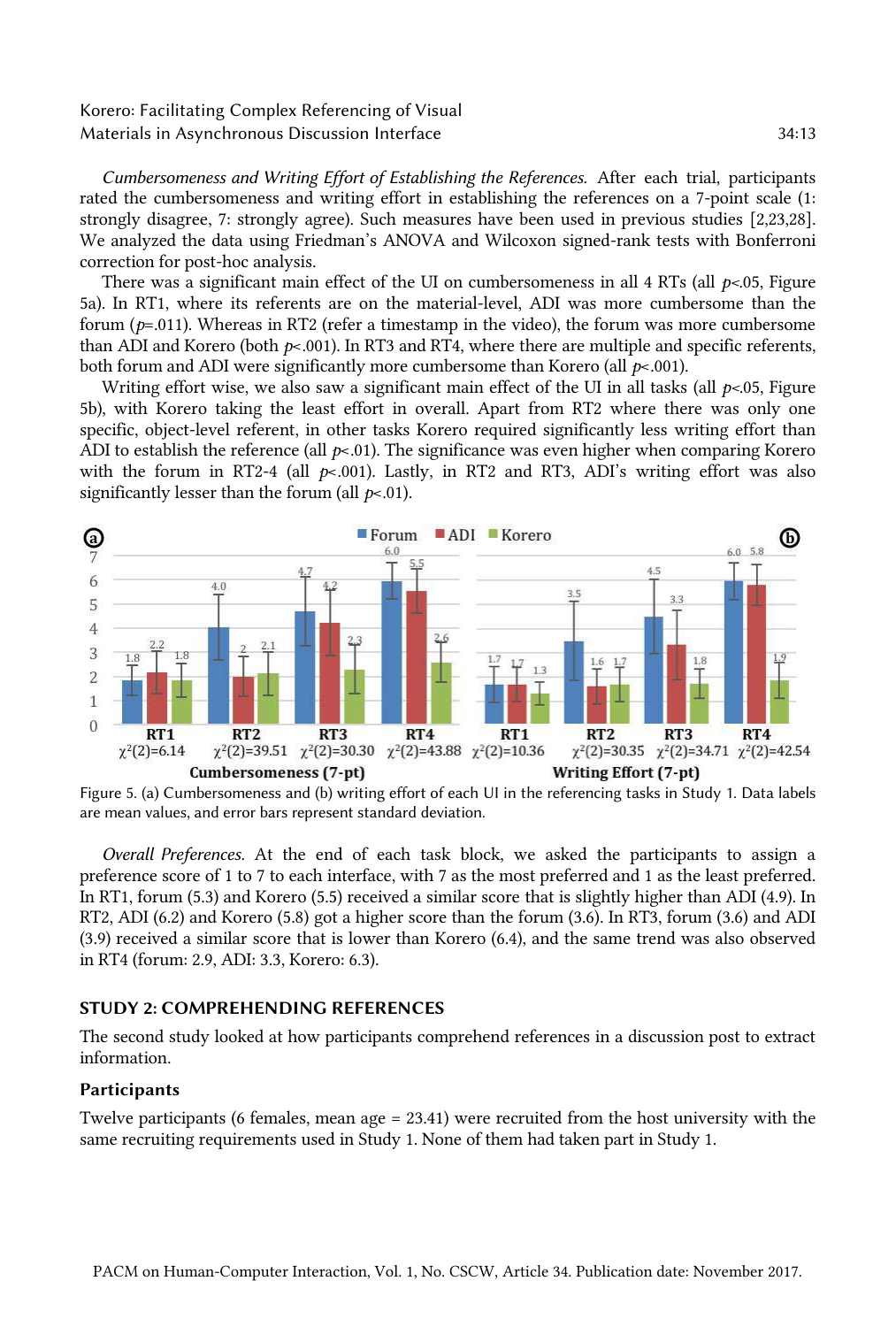*Cumbersomeness and Writing Effort of Establishing the References.* After each trial, participants rated the cumbersomeness and writing effort in establishing the references on a 7-point scale (1: strongly disagree, 7: strongly agree). Such measures have been used in previous studies [2,23,28]. We analyzed the data using Friedman's ANOVA and Wilcoxon signed-rank tests with Bonferroni correction for post-hoc analysis.

There was a significant main effect of the UI on cumbersomeness in all 4 RTs (all $p<.05$, Figure 5a). In RT1, where its referents are on the material-level, ADI was more cumbersome than the forum ($p=.011$). Whereas in RT2 (refer a timestamp in the video), the forum was more cumbersome than ADI and Korero (both $p<.001$). In RT3 and RT4, where there are multiple and specific referents, both forum and ADI were significantly more cumbersome than Korero (all $p<.001$).

Writing effort wise, we also saw a significant main effect of the UI in all tasks (all $p<.05$, Figure 5b), with Korero taking the least effort in overall. Apart from RT2 where there was only one specific, object-level referent, in other tasks Korero required significantly less writing effort than ADI to establish the reference (all $p<.01$). The significance was even higher when comparing Korero with the forum in RT2-4 (all $p<.001$). Lastly, in RT2 and RT3, ADI's writing effort was also significantly lesser than the forum (all $p<.01$).

Figure 5. (a) Cumbersomeness and (b) writing effort of each UI in the referencing tasks in Study 1. Data labels are mean values, and error bars represent standard deviation.

*Overall Preferences.* At the end of each task block, we asked the participants to assign a preference score of 1 to 7 to each interface, with 7 as the most preferred and 1 as the least preferred. In RT1, forum (5.3) and Korero (5.5) received a similar score that is slightly higher than ADI (4.9). In RT2, ADI (6.2) and Korero (5.8) got a higher score than the forum (3.6). In RT3, forum (3.6) and ADI (3.9) received a similar score that is lower than Korero (6.4), and the same trend was also observed in RT4 (forum: 2.9, ADI: 3.3, Korero: 6.3).

## STUDY 2: COMPREHENDING REFERENCES

The second study looked at how participants comprehend references in a discussion post to extract information.

### Participants

Twelve participants (6 females, mean age = 23.41) were recruited from the host university with the same recruiting requirements used in Study 1. None of them had taken part in Study 1.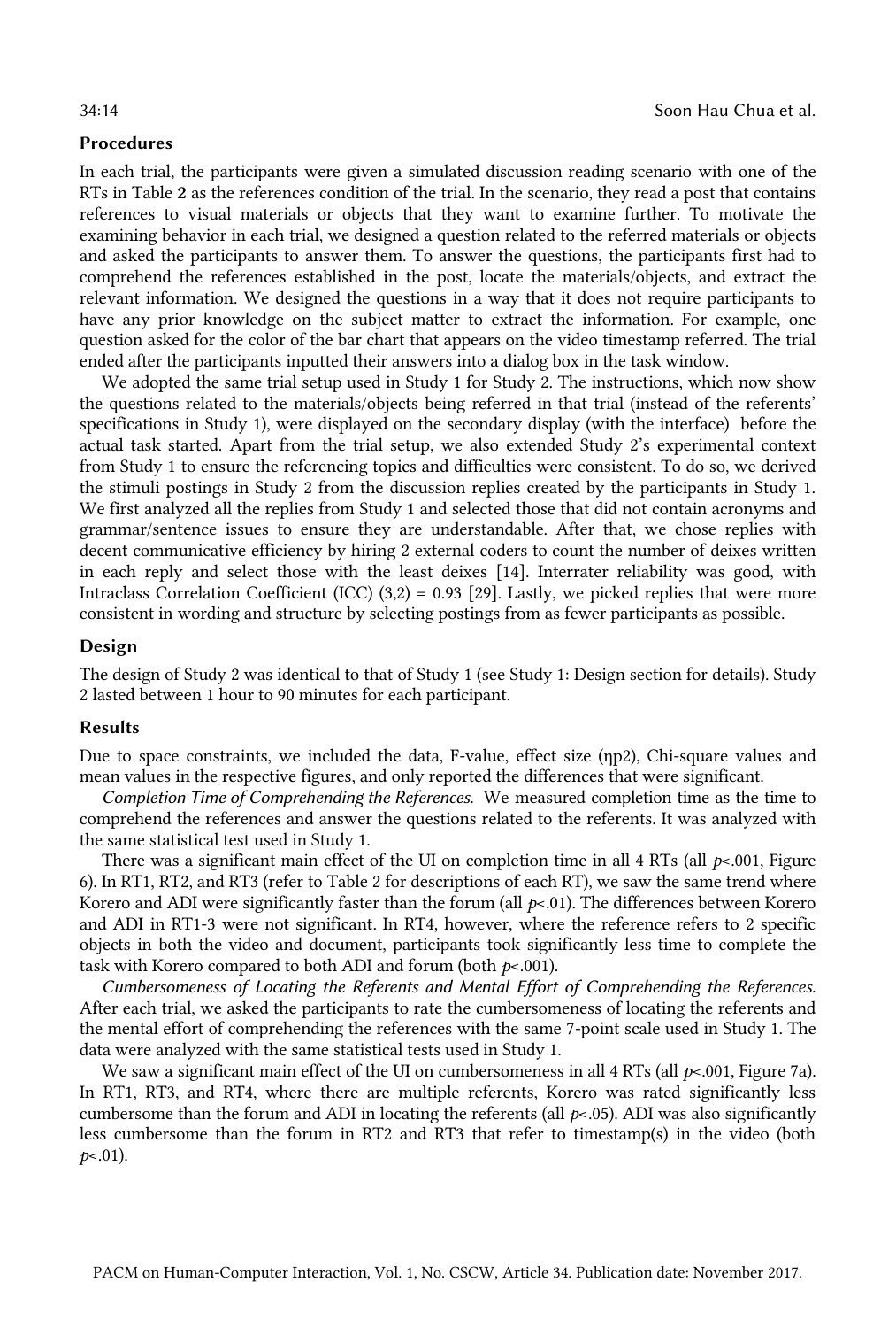### Procedures

In each trial, the participants were given a simulated discussion reading scenario with one of the RTs in Table **2** as the references condition of the trial. In the scenario, they read a post that contains references to visual materials or objects that they want to examine further. To motivate the examining behavior in each trial, we designed a question related to the referred materials or objects and asked the participants to answer them. To answer the questions, the participants first had to comprehend the references established in the post, locate the materials/objects, and extract the relevant information. We designed the questions in a way that it does not require participants to have any prior knowledge on the subject matter to extract the information. For example, one question asked for the color of the bar chart that appears on the video timestamp referred. The trial ended after the participants inputted their answers into a dialog box in the task window.

We adopted the same trial setup used in Study 1 for Study 2. The instructions, which now show the questions related to the materials/objects being referred in that trial (instead of the referents' specifications in Study 1), were displayed on the secondary display (with the interface) before the actual task started. Apart from the trial setup, we also extended Study 2's experimental context from Study 1 to ensure the referencing topics and difficulties were consistent. To do so, we derived the stimuli postings in Study 2 from the discussion replies created by the participants in Study 1. We first analyzed all the replies from Study 1 and selected those that did not contain acronyms and grammar/sentence issues to ensure they are understandable. After that, we chose replies with decent communicative efficiency by hiring 2 external coders to count the number of deixes written in each reply and select those with the least deixes [14]. Interrater reliability was good, with Intraclass Correlation Coefficient (ICC) (3,2) = 0.93 [29]. Lastly, we picked replies that were more consistent in wording and structure by selecting postings from as fewer participants as possible.

### Design

The design of Study 2 was identical to that of Study 1 (see Study 1: Design section for details). Study 2 lasted between 1 hour to 90 minutes for each participant.

### Results

Due to space constraints, we included the data, F-value, effect size ($\eta p2$), Chi-square values and mean values in the respective figures, and only reported the differences that were significant.

*Completion Time of Comprehending the References.* We measured completion time as the time to comprehend the references and answer the questions related to the referents. It was analyzed with the same statistical test used in Study 1.

There was a significant main effect of the UI on completion time in all 4 RTs (all $p<.001$, Figure 6). In RT1, RT2, and RT3 (refer to Table 2 for descriptions of each RT), we saw the same trend where Korero and ADI were significantly faster than the forum (all $p<.01$). The differences between Korero and ADI in RT1-3 were not significant. In RT4, however, where the reference refers to 2 specific objects in both the video and document, participants took significantly less time to complete the task with Korero compared to both ADI and forum (both $p<.001$).

*Cumbersomeness of Locating the Referents and Mental Effort of Comprehending the References.* After each trial, we asked the participants to rate the cumbersomeness of locating the referents and the mental effort of comprehending the references with the same 7-point scale used in Study 1. The data were analyzed with the same statistical tests used in Study 1.

We saw a significant main effect of the UI on cumbersomeness in all 4 RTs (all $p<.001$, Figure 7a). In RT1, RT3, and RT4, where there are multiple referents, Korero was rated significantly less cumbersome than the forum and ADI in locating the referents (all $p<.05$). ADI was also significantly less cumbersome than the forum in RT2 and RT3 that refer to timestamp(s) in the video (both $p<.01$).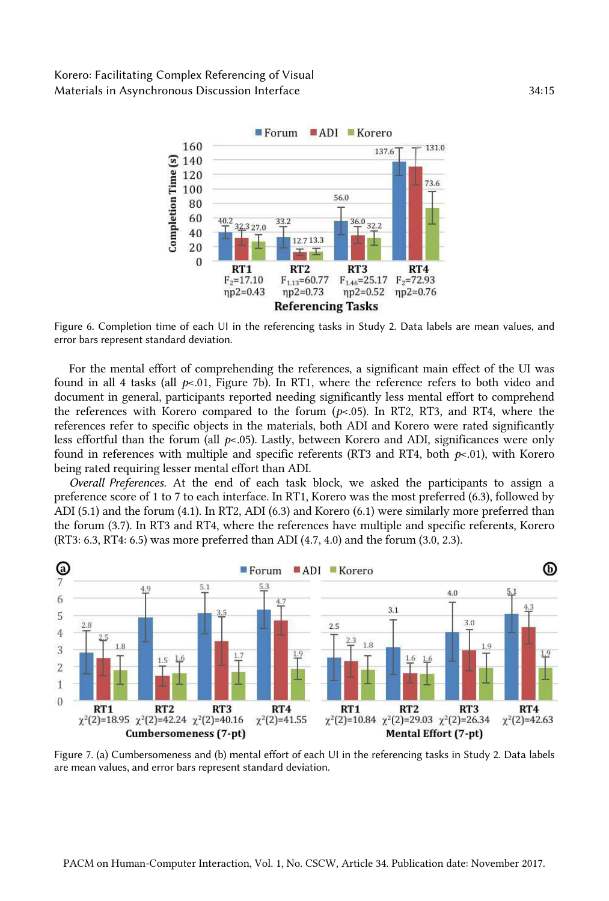Figure 6. Completion time of each UI in the referencing tasks in Study 2. Data labels are mean values, and error bars represent standard deviation.

For the mental effort of comprehending the references, a significant main effect of the UI was found in all 4 tasks (all $p$<.01, Figure 7b). In RT1, where the reference refers to both video and document in general, participants reported needing significantly less mental effort to comprehend the references with Korero compared to the forum ($p$<.05). In RT2, RT3, and RT4, where the references refer to specific objects in the materials, both ADI and Korero were rated significantly less effortful than the forum (all $p$<.05). Lastly, between Korero and ADI, significances were only found in references with multiple and specific referents (RT3 and RT4, both $p$<.01), with Korero being rated requiring lesser mental effort than ADI.

*Overall Preferences.* At the end of each task block, we asked the participants to assign a preference score of 1 to 7 to each interface. In RT1, Korero was the most preferred (6.3), followed by ADI (5.1) and the forum (4.1). In RT2, ADI (6.3) and Korero (6.1) were similarly more preferred than the forum (3.7). In RT3 and RT4, where the references have multiple and specific referents, Korero (RT3: 6.3, RT4: 6.5) was more preferred than ADI (4.7, 4.0) and the forum (3.0, 2.3).

Figure 7. (a) Cumbersomeness and (b) mental effort of each UI in the referencing tasks in Study 2. Data labels are mean values, and error bars represent standard deviation.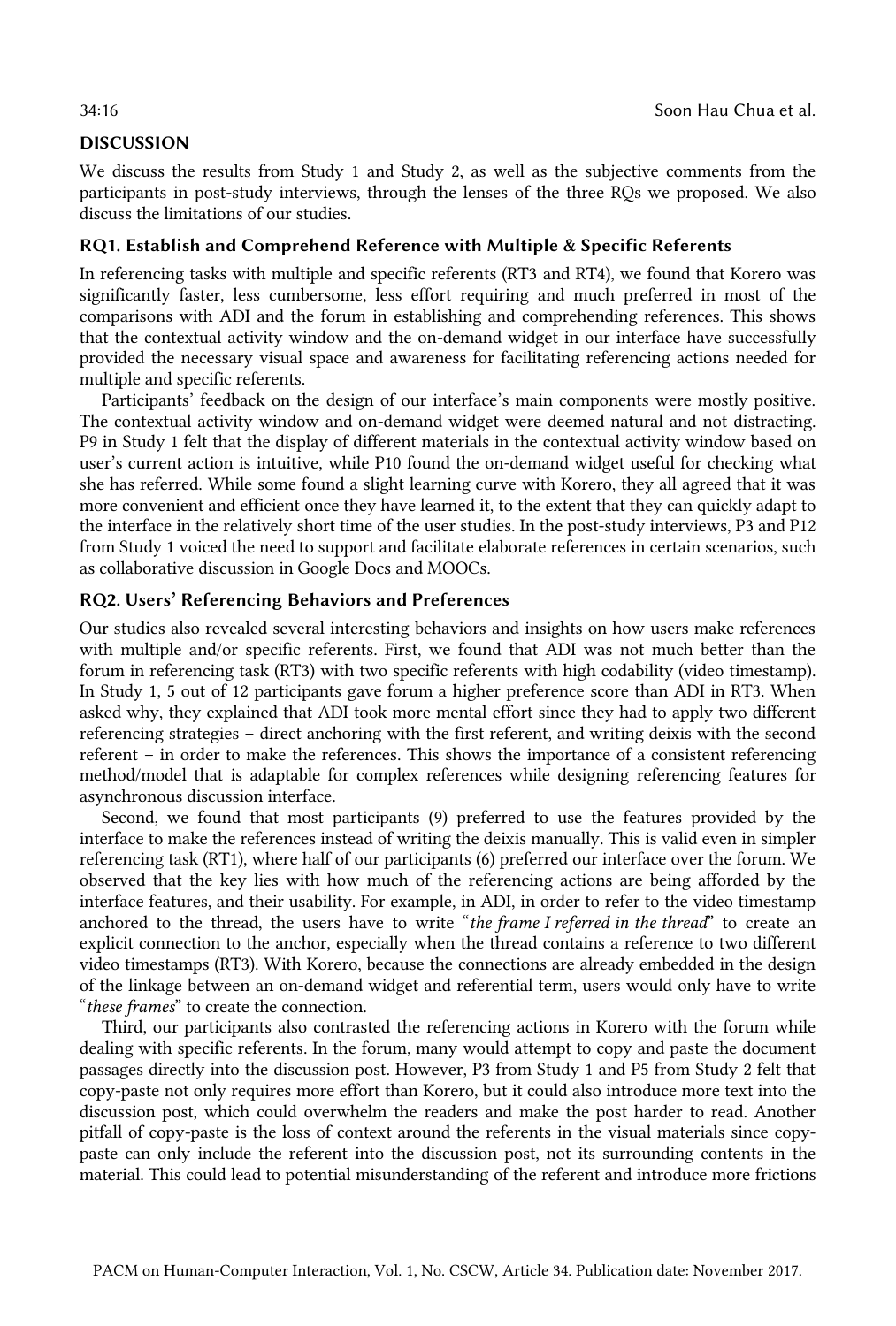## DISCUSSION

We discuss the results from Study 1 and Study 2, as well as the subjective comments from the participants in post-study interviews, through the lenses of the three RQs we proposed. We also discuss the limitations of our studies.

### RQ1. Establish and Comprehend Reference with Multiple & Specific Referents

In referencing tasks with multiple and specific referents (RT3 and RT4), we found that Korero was significantly faster, less cumbersome, less effort requiring and much preferred in most of the comparisons with ADI and the forum in establishing and comprehending references. This shows that the contextual activity window and the on-demand widget in our interface have successfully provided the necessary visual space and awareness for facilitating referencing actions needed for multiple and specific referents.

Participants' feedback on the design of our interface's main components were mostly positive. The contextual activity window and on-demand widget were deemed natural and not distracting. P9 in Study 1 felt that the display of different materials in the contextual activity window based on user's current action is intuitive, while P10 found the on-demand widget useful for checking what she has referred. While some found a slight learning curve with Korero, they all agreed that it was more convenient and efficient once they have learned it, to the extent that they can quickly adapt to the interface in the relatively short time of the user studies. In the post-study interviews, P3 and P12 from Study 1 voiced the need to support and facilitate elaborate references in certain scenarios, such as collaborative discussion in Google Docs and MOOCs.

### RQ2. Users' Referencing Behaviors and Preferences

Our studies also revealed several interesting behaviors and insights on how users make references with multiple and/or specific referents. First, we found that ADI was not much better than the forum in referencing task (RT3) with two specific referents with high codability (video timestamp). In Study 1, 5 out of 12 participants gave forum a higher preference score than ADI in RT3. When asked why, they explained that ADI took more mental effort since they had to apply two different referencing strategies – direct anchoring with the first referent, and writing deixis with the second referent – in order to make the references. This shows the importance of a consistent referencing method/model that is adaptable for complex references while designing referencing features for asynchronous discussion interface.

Second, we found that most participants (9) preferred to use the features provided by the interface to make the references instead of writing the deixis manually. This is valid even in simpler referencing task (RT1), where half of our participants (6) preferred our interface over the forum. We observed that the key lies with how much of the referencing actions are being afforded by the interface features, and their usability. For example, in ADI, in order to refer to the video timestamp anchored to the thread, the users have to write "*the frame I referred in the thread*" to create an explicit connection to the anchor, especially when the thread contains a reference to two different video timestamps (RT3). With Korero, because the connections are already embedded in the design of the linkage between an on-demand widget and referential term, users would only have to write "*these frames*" to create the connection.

Third, our participants also contrasted the referencing actions in Korero with the forum while dealing with specific referents. In the forum, many would attempt to copy and paste the document passages directly into the discussion post. However, P3 from Study 1 and P5 from Study 2 felt that copy-paste not only requires more effort than Korero, but it could also introduce more text into the discussion post, which could overwhelm the readers and make the post harder to read. Another pitfall of copy-paste is the loss of context around the referents in the visual materials since copy-paste can only include the referent into the discussion post, not its surrounding contents in the material. This could lead to potential misunderstanding of the referent and introduce more frictions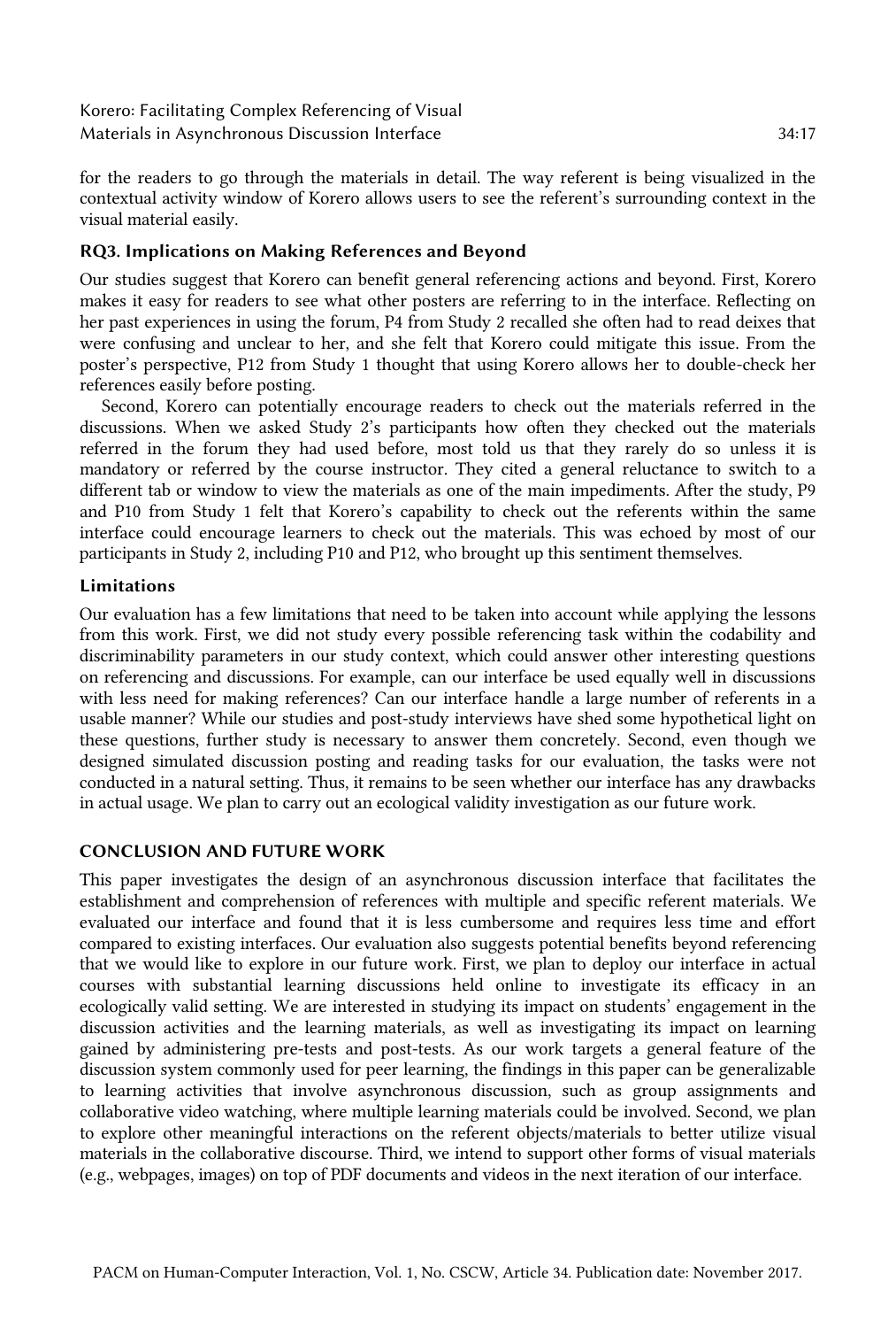for the readers to go through the materials in detail. The way referent is being visualized in the contextual activity window of Korero allows users to see the referent's surrounding context in the visual material easily.

### RQ3. Implications on Making References and Beyond

Our studies suggest that Korero can benefit general referencing actions and beyond. First, Korero makes it easy for readers to see what other posters are referring to in the interface. Reflecting on her past experiences in using the forum, P4 from Study 2 recalled she often had to read deixes that were confusing and unclear to her, and she felt that Korero could mitigate this issue. From the poster's perspective, P12 from Study 1 thought that using Korero allows her to double-check her references easily before posting.

Second, Korero can potentially encourage readers to check out the materials referred in the discussions. When we asked Study 2's participants how often they checked out the materials referred in the forum they had used before, most told us that they rarely do so unless it is mandatory or referred by the course instructor. They cited a general reluctance to switch to a different tab or window to view the materials as one of the main impediments. After the study, P9 and P10 from Study 1 felt that Korero's capability to check out the referents within the same interface could encourage learners to check out the materials. This was echoed by most of our participants in Study 2, including P10 and P12, who brought up this sentiment themselves.

### Limitations

Our evaluation has a few limitations that need to be taken into account while applying the lessons from this work. First, we did not study every possible referencing task within the codability and discriminability parameters in our study context, which could answer other interesting questions on referencing and discussions. For example, can our interface be used equally well in discussions with less need for making references? Can our interface handle a large number of referents in a usable manner? While our studies and post-study interviews have shed some hypothetical light on these questions, further study is necessary to answer them concretely. Second, even though we designed simulated discussion posting and reading tasks for our evaluation, the tasks were not conducted in a natural setting. Thus, it remains to be seen whether our interface has any drawbacks in actual usage. We plan to carry out an ecological validity investigation as our future work.

## CONCLUSION AND FUTURE WORK

This paper investigates the design of an asynchronous discussion interface that facilitates the establishment and comprehension of references with multiple and specific referent materials. We evaluated our interface and found that it is less cumbersome and requires less time and effort compared to existing interfaces. Our evaluation also suggests potential benefits beyond referencing that we would like to explore in our future work. First, we plan to deploy our interface in actual courses with substantial learning discussions held online to investigate its efficacy in an ecologically valid setting. We are interested in studying its impact on students' engagement in the discussion activities and the learning materials, as well as investigating its impact on learning gained by administering pre-tests and post-tests. As our work targets a general feature of the discussion system commonly used for peer learning, the findings in this paper can be generalizable to learning activities that involve asynchronous discussion, such as group assignments and collaborative video watching, where multiple learning materials could be involved. Second, we plan to explore other meaningful interactions on the referent objects/materials to better utilize visual materials in the collaborative discourse. Third, we intend to support other forms of visual materials (e.g., webpages, images) on top of PDF documents and videos in the next iteration of our interface.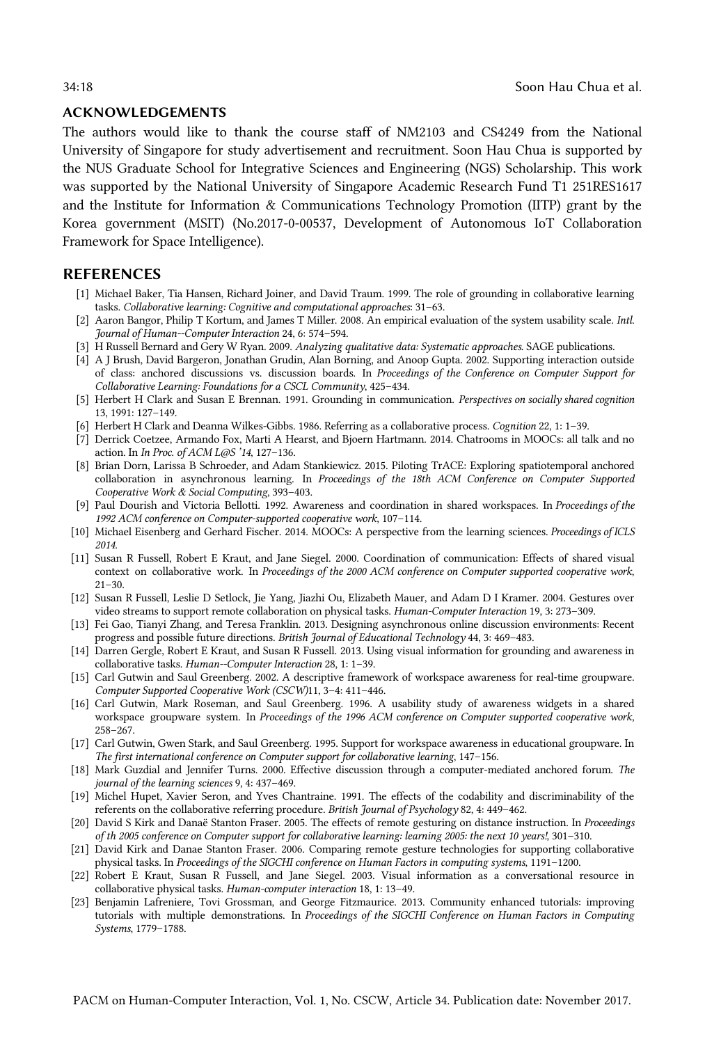## ACKNOWLEDGEMENTS

The authors would like to thank the course staff of NM2103 and CS4249 from the National University of Singapore for study advertisement and recruitment. Soon Hau Chua is supported by the NUS Graduate School for Integrative Sciences and Engineering (NGS) Scholarship. This work was supported by the National University of Singapore Academic Research Fund T1 251RES1617 and the Institute for Information & Communications Technology Promotion (IITP) grant by the Korea government (MSIT) (No.2017-0-00537, Development of Autonomous IoT Collaboration Framework for Space Intelligence).

## REFERENCES

[1] Michael Baker, Tia Hansen, Richard Joiner, and David Traum. 1999. The role of grounding in collaborative learning tasks. *Collaborative learning: Cognitive and computational approaches*: 31–63.

[2] Aaron Bangor, Philip T Kortum, and James T Miller. 2008. An empirical evaluation of the system usability scale. *Intl. Journal of Human--Computer Interaction* 24, 6: 574–594.

[3] H Russell Bernard and Gery W Ryan. 2009. *Analyzing qualitative data: Systematic approaches*. SAGE publications.

[4] A J Brush, David Bargeron, Jonathan Grudin, Alan Borning, and Anoop Gupta. 2002. Supporting interaction outside of class: anchored discussions vs. discussion boards. In *Proceedings of the Conference on Computer Support for Collaborative Learning: Foundations for a CSCL Community*, 425–434.

[5] Herbert H Clark and Susan E Brennan. 1991. Grounding in communication. *Perspectives on socially shared cognition* 13, 1991: 127–149.

[6] Herbert H Clark and Deanna Wilkes-Gibbs. 1986. Referring as a collaborative process. *Cognition* 22, 1: 1–39.

[7] Derrick Coetzee, Armando Fox, Marti A Hearst, and Bjoern Hartmann. 2014. Chatrooms in MOOCs: all talk and no action. In *In Proc. of ACM L@S '14*, 127–136.

[8] Brian Dorn, Larissa B Schroeder, and Adam Stankiewicz. 2015. Piloting TrACE: Exploring spatiotemporal anchored collaboration in asynchronous learning. In *Proceedings of the 18th ACM Conference on Computer Supported Cooperative Work & Social Computing*, 393–403.

[9] Paul Dourish and Victoria Bellotti. 1992. Awareness and coordination in shared workspaces. In *Proceedings of the 1992 ACM conference on Computer-supported cooperative work*, 107–114.

[10] Michael Eisenberg and Gerhard Fischer. 2014. MOOCs: A perspective from the learning sciences. *Proceedings of ICLS 2014*.

[11] Susan R Fussell, Robert E Kraut, and Jane Siegel. 2000. Coordination of communication: Effects of shared visual context on collaborative work. In *Proceedings of the 2000 ACM conference on Computer supported cooperative work*, 21–30.

[12] Susan R Fussell, Leslie D Setlock, Jie Yang, Jiazhi Ou, Elizabeth Mauer, and Adam D I Kramer. 2004. Gestures over video streams to support remote collaboration on physical tasks. *Human-Computer Interaction* 19, 3: 273–309.

[13] Fei Gao, Tianyi Zhang, and Teresa Franklin. 2013. Designing asynchronous online discussion environments: Recent progress and possible future directions. *British Journal of Educational Technology* 44, 3: 469–483.

[14] Darren Gergle, Robert E Kraut, and Susan R Fussell. 2013. Using visual information for grounding and awareness in collaborative tasks. *Human--Computer Interaction* 28, 1: 1–39.

[15] Carl Gutwin and Saul Greenberg. 2002. A descriptive framework of workspace awareness for real-time groupware. *Computer Supported Cooperative Work (CSCW)*11, 3–4: 411–446.

[16] Carl Gutwin, Mark Roseman, and Saul Greenberg. 1996. A usability study of awareness widgets in a shared workspace groupware system. In *Proceedings of the 1996 ACM conference on Computer supported cooperative work*, 258–267.

[17] Carl Gutwin, Gwen Stark, and Saul Greenberg. 1995. Support for workspace awareness in educational groupware. In *The first international conference on Computer support for collaborative learning*, 147–156.

[18] Mark Guzdial and Jennifer Turns. 2000. Effective discussion through a computer-mediated anchored forum. *The journal of the learning sciences* 9, 4: 437–469.

[19] Michel Hupet, Xavier Seron, and Yves Chantraine. 1991. The effects of the codability and discriminability of the referents on the collaborative referring procedure. *British Journal of Psychology* 82, 4: 449–462.

[20] David S Kirk and Danaë Stanton Fraser. 2005. The effects of remote gesturing on distance instruction. In *Proceedings of th 2005 conference on Computer support for collaborative learning: learning 2005: the next 10 years!*, 301–310.

[21] David Kirk and Danae Stanton Fraser. 2006. Comparing remote gesture technologies for supporting collaborative physical tasks. In *Proceedings of the SIGCHI conference on Human Factors in computing systems*, 1191–1200.

[22] Robert E Kraut, Susan R Fussell, and Jane Siegel. 2003. Visual information as a conversational resource in collaborative physical tasks. *Human-computer interaction* 18, 1: 13–49.

[23] Benjamin Lafreniere, Tovi Grossman, and George Fitzmaurice. 2013. Community enhanced tutorials: improving tutorials with multiple demonstrations. In *Proceedings of the SIGCHI Conference on Human Factors in Computing Systems*, 1779–1788.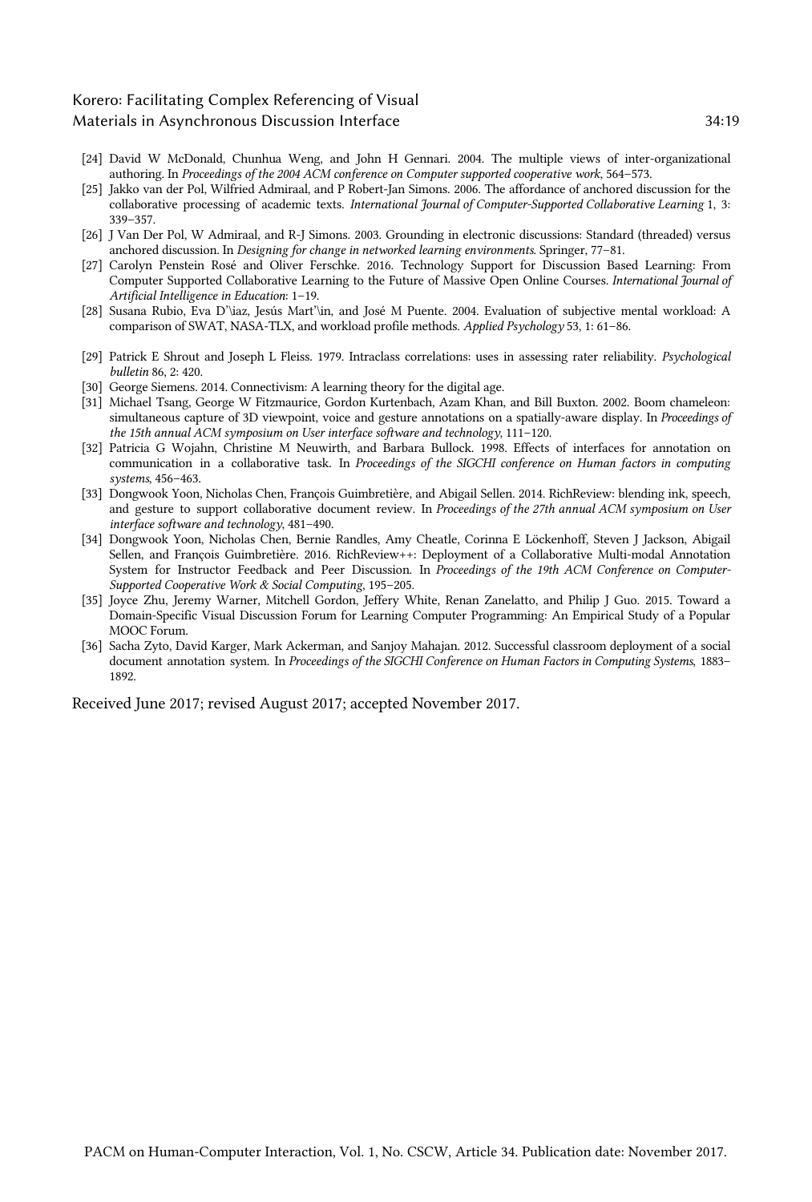[24] David W McDonald, Chunhua Weng, and John H Gennari. 2004. The multiple views of inter-organizational authoring. In *Proceedings of the 2004 ACM conference on Computer supported cooperative work*, 564–573.

[25] Jakko van der Pol, Wilfried Admiraal, and P Robert-Jan Simons. 2006. The affordance of anchored discussion for the collaborative processing of academic texts. *International Journal of Computer-Supported Collaborative Learning* 1, 3: 339–357.

[26] J Van Der Pol, W Admiraal, and R-J Simons. 2003. Grounding in electronic discussions: Standard (threaded) versus anchored discussion. In *Designing for change in networked learning environments*. Springer, 77–81.

[27] Carolyn Penstein Rosé and Oliver Ferschke. 2016. Technology Support for Discussion Based Learning: From Computer Supported Collaborative Learning to the Future of Massive Open Online Courses. *International Journal of Artificial Intelligence in Education*: 1–19.

[28] Susana Rubio, Eva D'\iaz, Jesús Mart'\in, and José M Puente. 2004. Evaluation of subjective mental workload: A comparison of SWAT, NASA-TLX, and workload profile methods. *Applied Psychology* 53, 1: 61–86.

[29] Patrick E Shrout and Joseph L Fleiss. 1979. Intraclass correlations: uses in assessing rater reliability. *Psychological bulletin* 86, 2: 420.

[30] George Siemens. 2014. Connectivism: A learning theory for the digital age.

[31] Michael Tsang, George W Fitzmaurice, Gordon Kurtenbach, Azam Khan, and Bill Buxton. 2002. Boom chameleon: simultaneous capture of 3D viewpoint, voice and gesture annotations on a spatially-aware display. In *Proceedings of the 15th annual ACM symposium on User interface software and technology*, 111–120.

[32] Patricia G Wojahn, Christine M Neuwirth, and Barbara Bullock. 1998. Effects of interfaces for annotation on communication in a collaborative task. In *Proceedings of the SIGCHI conference on Human factors in computing systems*, 456–463.

[33] Dongwook Yoon, Nicholas Chen, François Guimbretière, and Abigail Sellen. 2014. RichReview: blending ink, speech, and gesture to support collaborative document review. In *Proceedings of the 27th annual ACM symposium on User interface software and technology*, 481–490.

[34] Dongwook Yoon, Nicholas Chen, Bernie Randles, Amy Cheatle, Corinna E Löckenhoff, Steven J Jackson, Abigail Sellen, and François Guimbretière. 2016. RichReview++: Deployment of a Collaborative Multi-modal Annotation System for Instructor Feedback and Peer Discussion. In *Proceedings of the 19th ACM Conference on Computer-Supported Cooperative Work & Social Computing*, 195–205.

[35] Joyce Zhu, Jeremy Warner, Mitchell Gordon, Jeffery White, Renan Zanelatto, and Philip J Guo. 2015. Toward a Domain-Specific Visual Discussion Forum for Learning Computer Programming: An Empirical Study of a Popular MOOC Forum.

[36] Sacha Zyto, David Karger, Mark Ackerman, and Sanjoy Mahajan. 2012. Successful classroom deployment of a social document annotation system. In *Proceedings of the SIGCHI Conference on Human Factors in Computing Systems*, 1883–1892.

Received June 2017; revised August 2017; accepted November 2017.